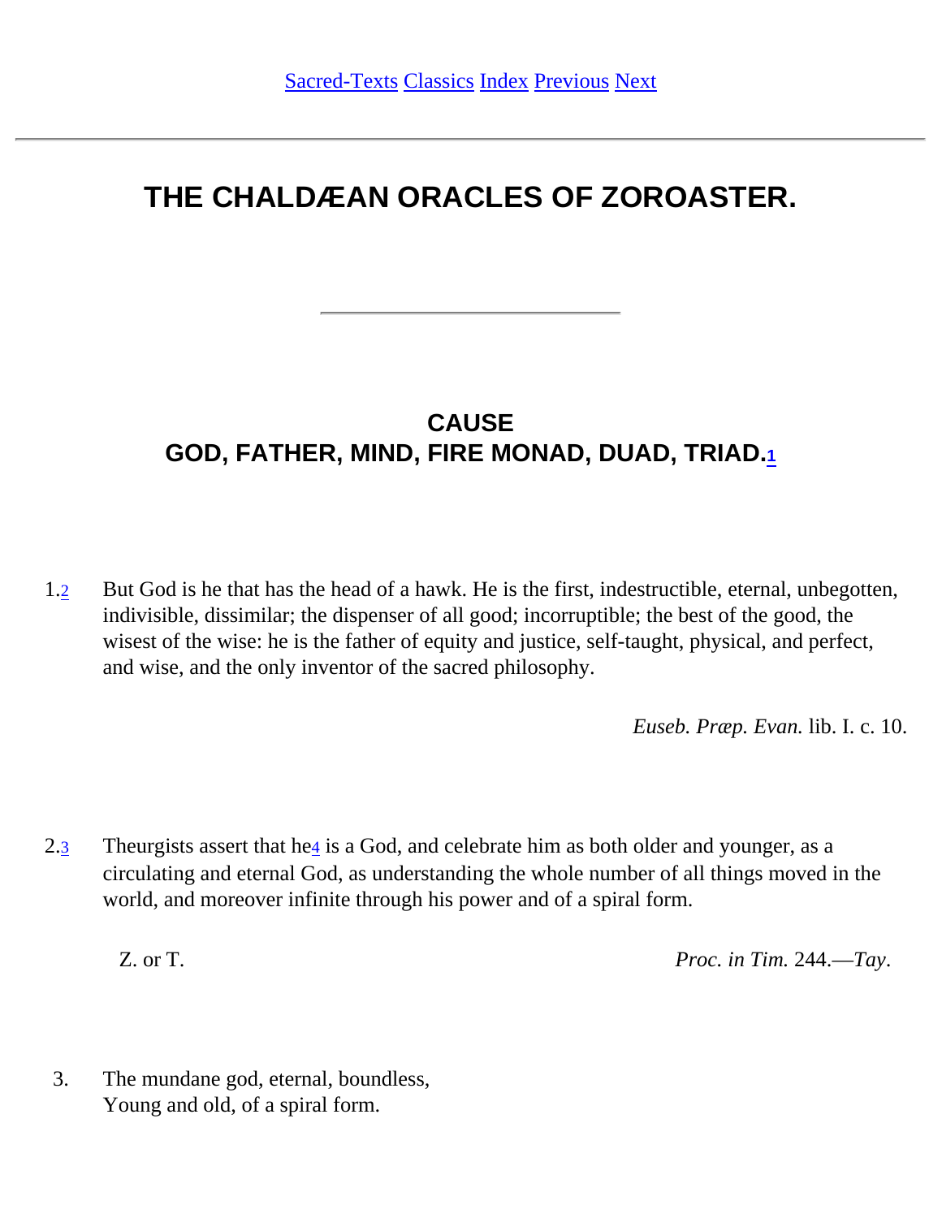Sacred-Texts Classics Index Previous Next

---

# THE CHALDÆAN ORACLES OF ZOROASTER.

---

## CAUSE
## GOD, FATHER, MIND, FIRE MONAD, DUAD, TRIAD.[1]

1.[2] But God is he that has the head of a hawk. He is the first, indestructible, eternal, unbegotten, indivisible, dissimilar; the dispenser of all good; incorruptible; the best of the good, the wisest of the wise: he is the father of equity and justice, self-taught, physical, and perfect, and wise, and the only inventor of the sacred philosophy.

*Euseb. Præp. Evan.* lib. I. c. 10.

2.[3] Theurgists assert that he[4] is a God, and celebrate him as both older and younger, as a circulating and eternal God, as understanding the whole number of all things moved in the world, and moreover infinite through his power and of a spiral form.

Z. or T. *Proc. in Tim.* 244.—*Tay*.

3. The mundane god, eternal, boundless,
Young and old, of a spiral form.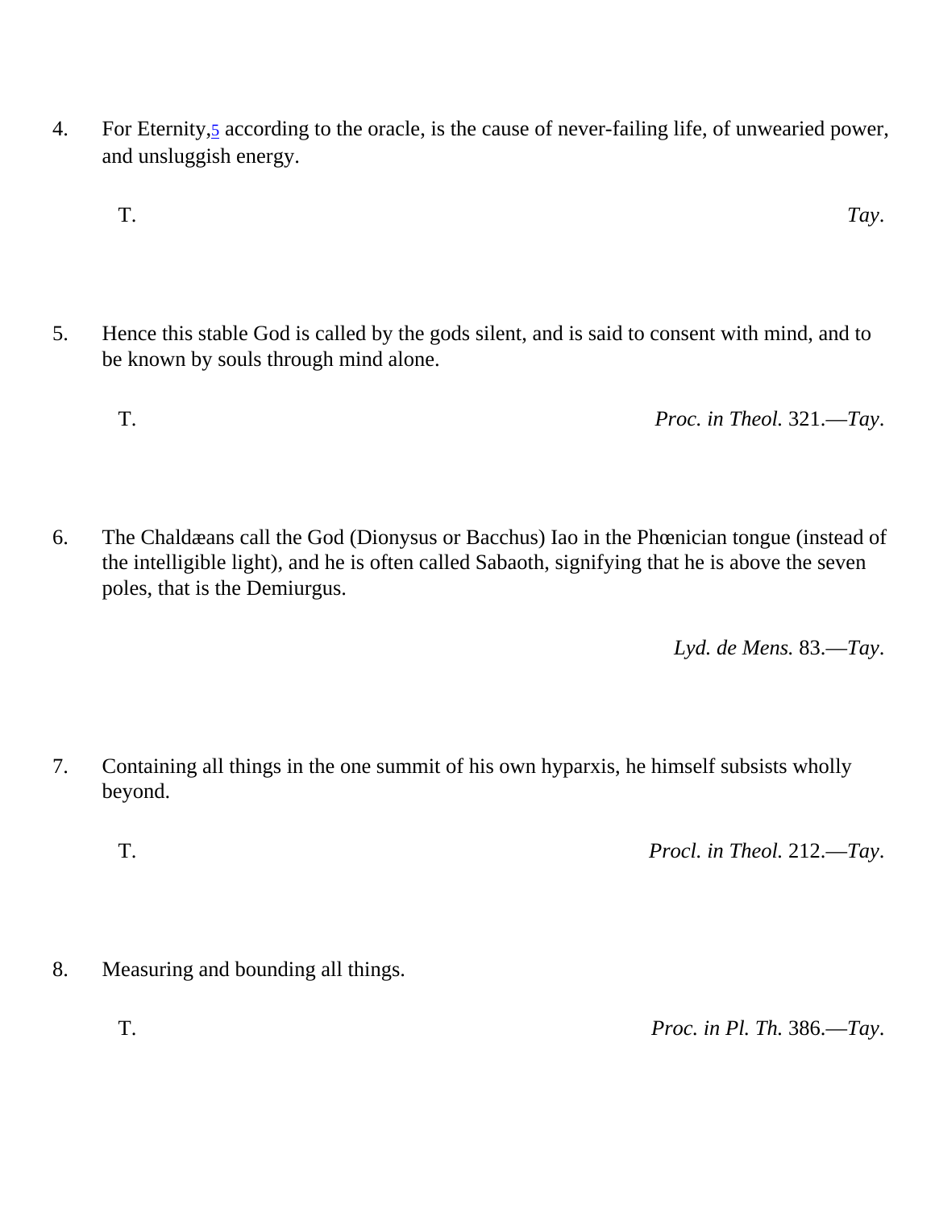4. For Eternity,[5] according to the oracle, is the cause of never-failing life, of unwearied power, and unsluggish energy.

   T. *Tay*.

5. Hence this stable God is called by the gods silent, and is said to consent with mind, and to be known by souls through mind alone.

   T. *Proc. in Theol.* 321.—*Tay*.

6. The Chaldæans call the God (Dionysus or Bacchus) Iao in the Phœnician tongue (instead of the intelligible light), and he is often called Sabaoth, signifying that he is above the seven poles, that is the Demiurgus.

   *Lyd. de Mens.* 83.—*Tay*.

7. Containing all things in the one summit of his own hyparxis, he himself subsists wholly beyond.

   T. *Procl. in Theol.* 212.—*Tay*.

8. Measuring and bounding all things.

   T. *Proc. in Pl. Th.* 386.—*Tay*.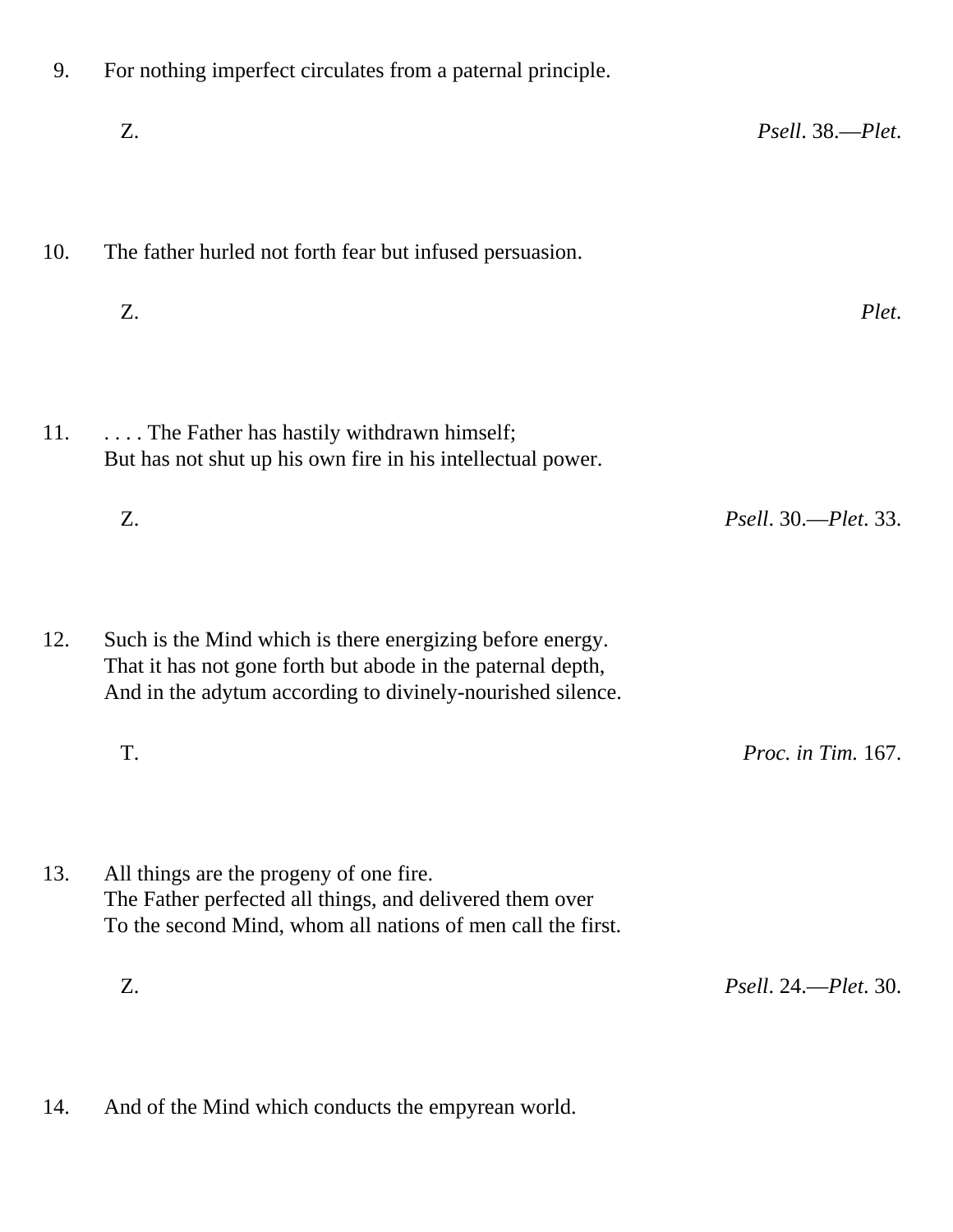9. For nothing imperfect circulates from a paternal principle.

 Z. *Psell*. 38.—*Plet*.

10. The father hurled not forth fear but infused persuasion.

 Z. *Plet*.

11. . . . . The Father has hastily withdrawn himself;
 But has not shut up his own fire in his intellectual power.

 Z. *Psell*. 30.—*Plet*. 33.

12. Such is the Mind which is there energizing before energy.
 That it has not gone forth but abode in the paternal depth,
 And in the adytum according to divinely-nourished silence.

 T. *Proc. in Tim.* 167.

13. All things are the progeny of one fire.
 The Father perfected all things, and delivered them over
 To the second Mind, whom all nations of men call the first.

 Z. *Psell*. 24.—*Plet*. 30.

14. And of the Mind which conducts the empyrean world.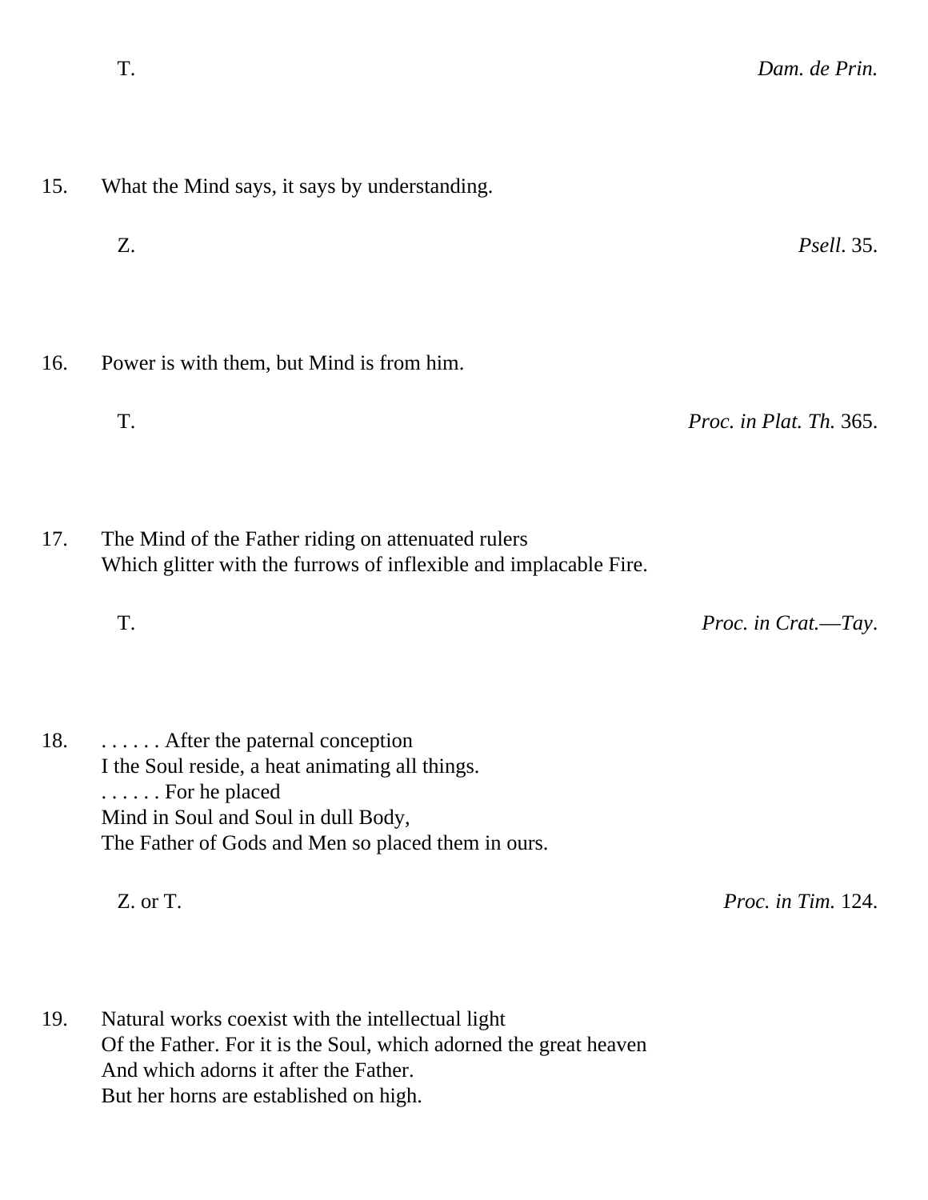T. *Dam. de Prin.*

15. What the Mind says, it says by understanding.

Z. *Psell*. 35.

16. Power is with them, but Mind is from him.

T. *Proc. in Plat. Th.* 365.

17. The Mind of the Father riding on attenuated rulers
Which glitter with the furrows of inflexible and implacable Fire.

T. *Proc. in Crat.—Tay*.

18. . . . . . . After the paternal conception
I the Soul reside, a heat animating all things.
. . . . . . For he placed
Mind in Soul and Soul in dull Body,
The Father of Gods and Men so placed them in ours.

Z. or T. *Proc. in Tim.* 124.

19. Natural works coexist with the intellectual light
Of the Father. For it is the Soul, which adorned the great heaven
And which adorns it after the Father.
But her horns are established on high.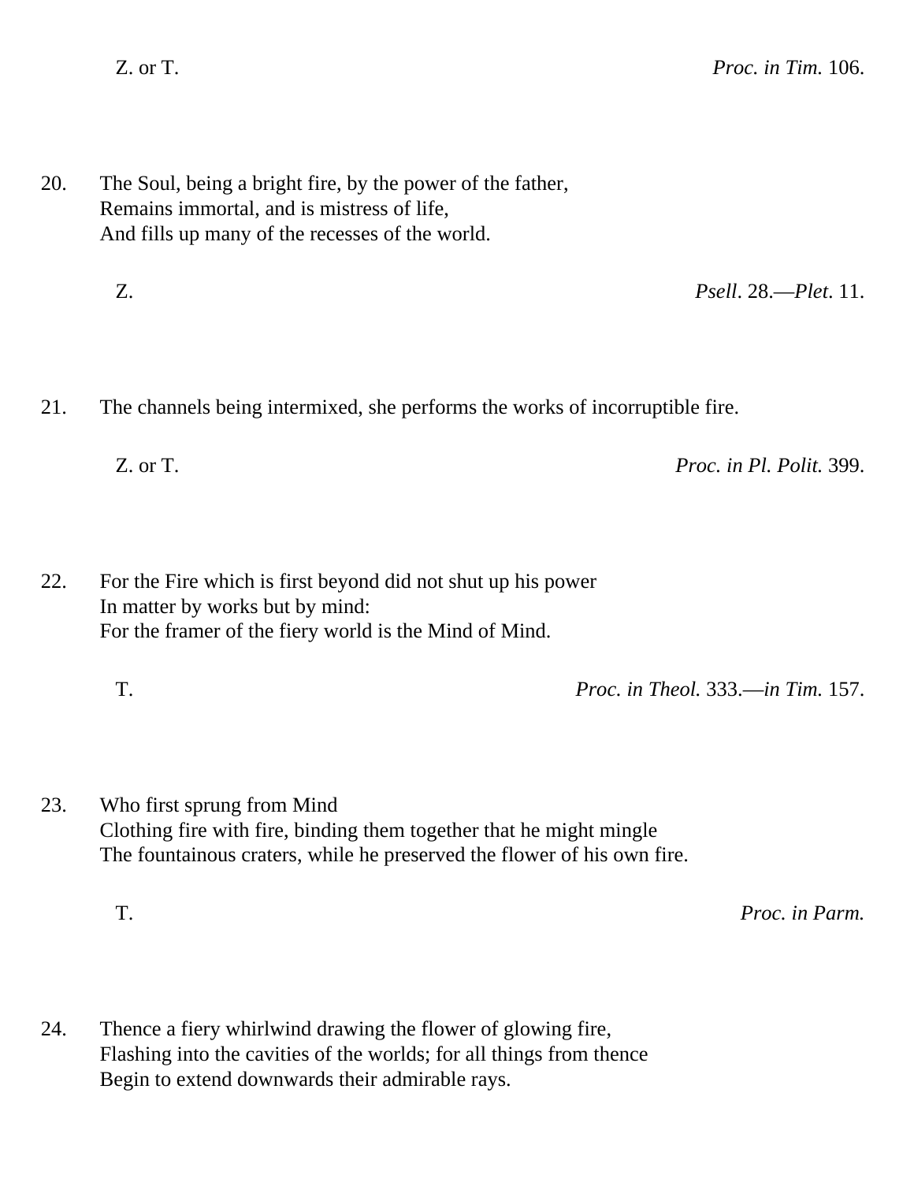Z. or T. *Proc. in Tim.* 106.

20. The Soul, being a bright fire, by the power of the father,
Remains immortal, and is mistress of life,
And fills up many of the recesses of the world.

Z. *Psell*. 28.—*Plet*. 11.

21. The channels being intermixed, she performs the works of incorruptible fire.

Z. or T. *Proc. in Pl. Polit.* 399.

22. For the Fire which is first beyond did not shut up his power
In matter by works but by mind:
For the framer of the fiery world is the Mind of Mind.

T. *Proc. in Theol.* 333.—*in Tim.* 157.

23. Who first sprung from Mind
Clothing fire with fire, binding them together that he might mingle
The fountainous craters, while he preserved the flower of his own fire.

T. *Proc. in Parm.*

24. Thence a fiery whirlwind drawing the flower of glowing fire,
Flashing into the cavities of the worlds; for all things from thence
Begin to extend downwards their admirable rays.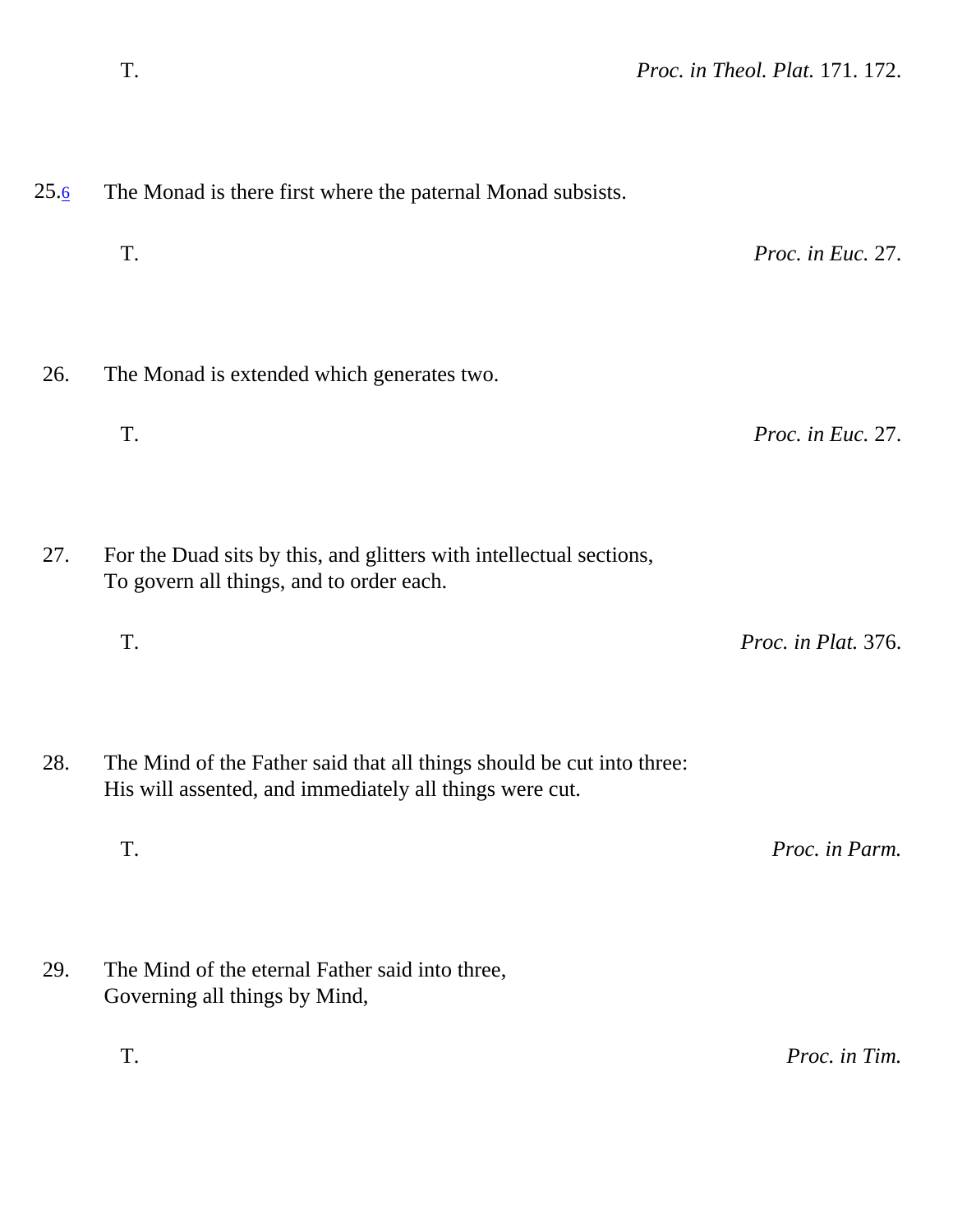T. *Proc. in Theol. Plat.* 171. 172.

25.[6] The Monad is there first where the paternal Monad subsists.

T. *Proc. in Euc.* 27.

26. The Monad is extended which generates two.

T. *Proc. in Euc.* 27.

27. For the Duad sits by this, and glitters with intellectual sections,
To govern all things, and to order each.

T. *Proc. in Plat.* 376.

28. The Mind of the Father said that all things should be cut into three:
His will assented, and immediately all things were cut.

T. *Proc. in Parm.*

29. The Mind of the eternal Father said into three,
Governing all things by Mind,

T. *Proc. in Tim.*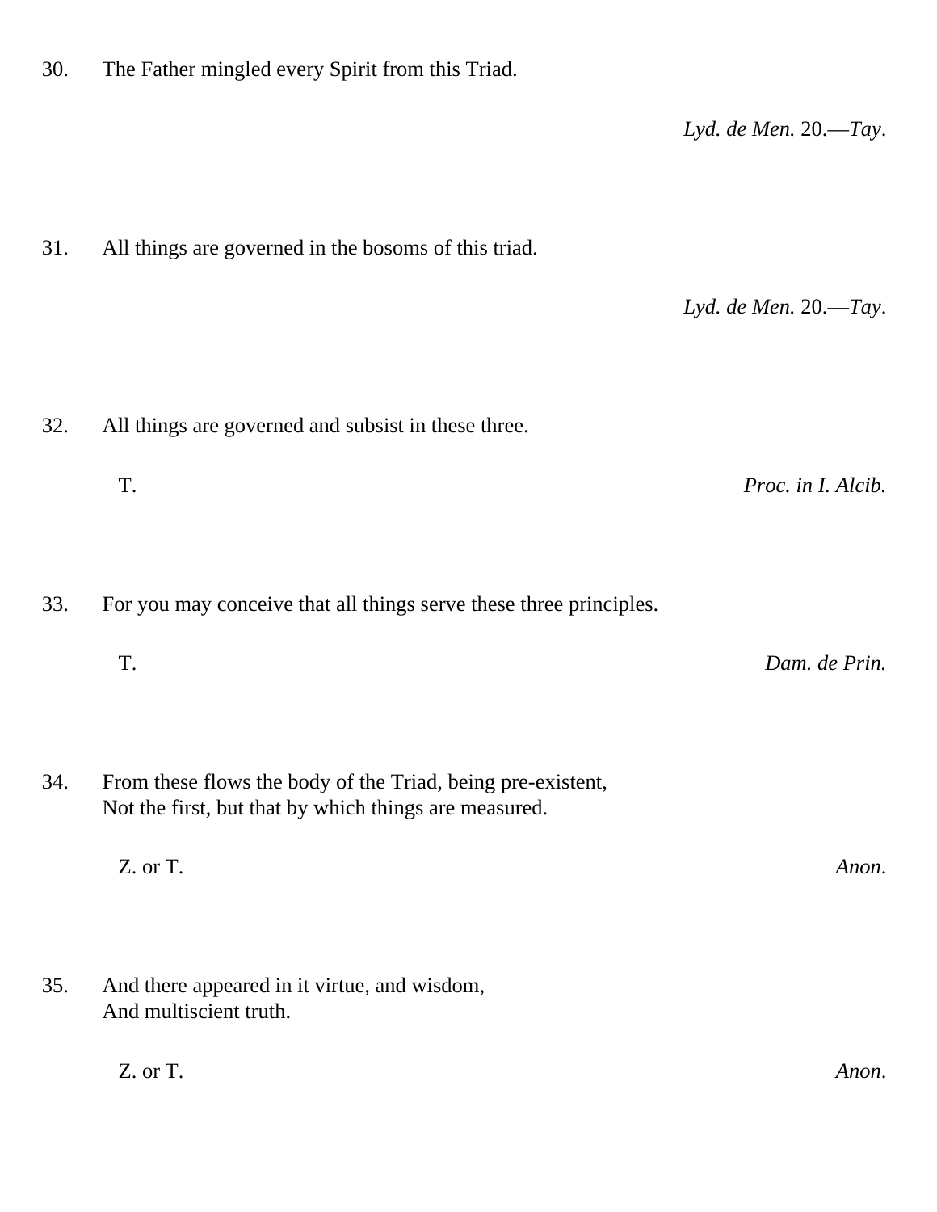30. The Father mingled every Spirit from this Triad.

*Lyd. de Men.* 20.—*Tay*.

31. All things are governed in the bosoms of this triad.

*Lyd. de Men.* 20.—*Tay*.

32. All things are governed and subsist in these three.

T. *Proc. in I. Alcib.*

33. For you may conceive that all things serve these three principles.

T. *Dam. de Prin.*

34. From these flows the body of the Triad, being pre-existent,
Not the first, but that by which things are measured.

Z. or T. *Anon*.

35. And there appeared in it virtue, and wisdom,
And multiscient truth.

Z. or T. *Anon*.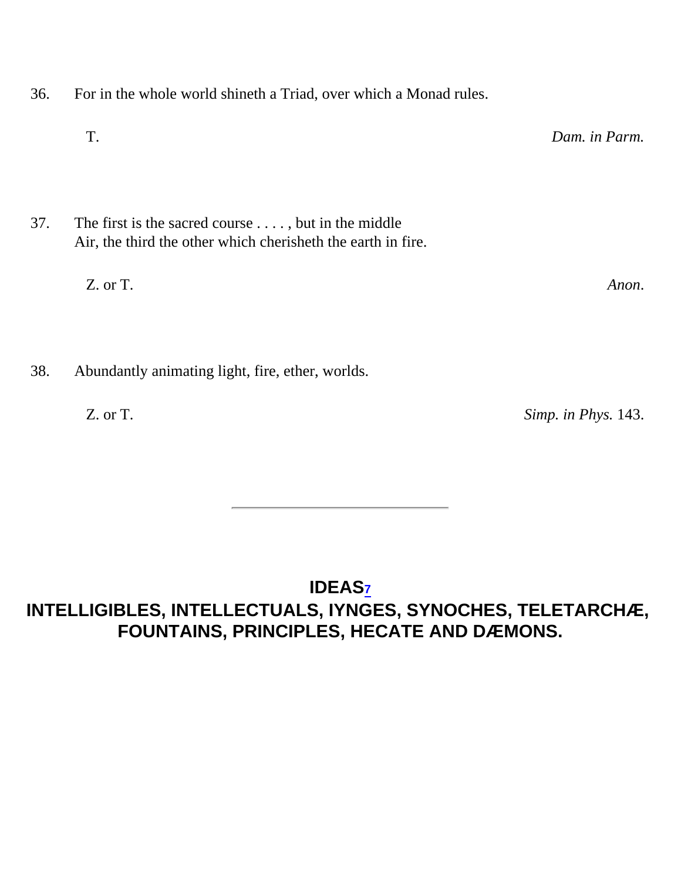36. For in the whole world shineth a Triad, over which a Monad rules.

T. *Dam. in Parm.*

37. The first is the sacred course . . . . , but in the middle
Air, the third the other which cherisheth the earth in fire.

Z. or T. *Anon*.

38. Abundantly animating light, fire, ether, worlds.

Z. or T. *Simp. in Phys.* 143.

---

## IDEAS[7]

## INTELLIGIBLES, INTELLECTUALS, IYNGES, SYNOCHES, TELETARCHÆ, FOUNTAINS, PRINCIPLES, HECATE AND DÆMONS.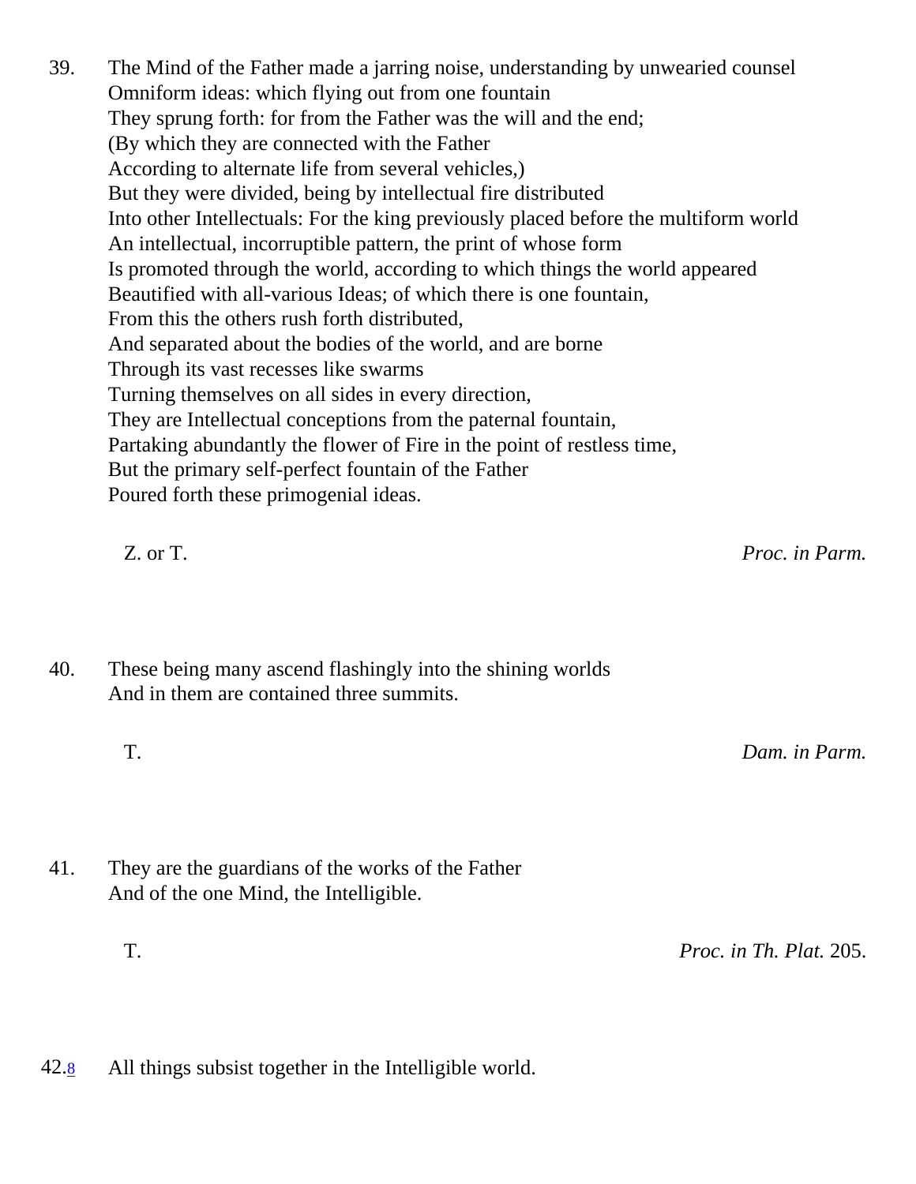39. The Mind of the Father made a jarring noise, understanding by unwearied counsel
Omniform ideas: which flying out from one fountain
They sprung forth: for from the Father was the will and the end;
(By which they are connected with the Father
According to alternate life from several vehicles,)
But they were divided, being by intellectual fire distributed
Into other Intellectuals: For the king previously placed before the multiform world
An intellectual, incorruptible pattern, the print of whose form
Is promoted through the world, according to which things the world appeared
Beautified with all-various Ideas; of which there is one fountain,
From this the others rush forth distributed,
And separated about the bodies of the world, and are borne
Through its vast recesses like swarms
Turning themselves on all sides in every direction,
They are Intellectual conceptions from the paternal fountain,
Partaking abundantly the flower of Fire in the point of restless time,
But the primary self-perfect fountain of the Father
Poured forth these primogenial ideas.

Z. or T. *Proc. in Parm.*

40. These being many ascend flashingly into the shining worlds
And in them are contained three summits.

T. *Dam. in Parm.*

41. They are the guardians of the works of the Father
And of the one Mind, the Intelligible.

T. *Proc. in Th. Plat.* 205.

42.[8] All things subsist together in the Intelligible world.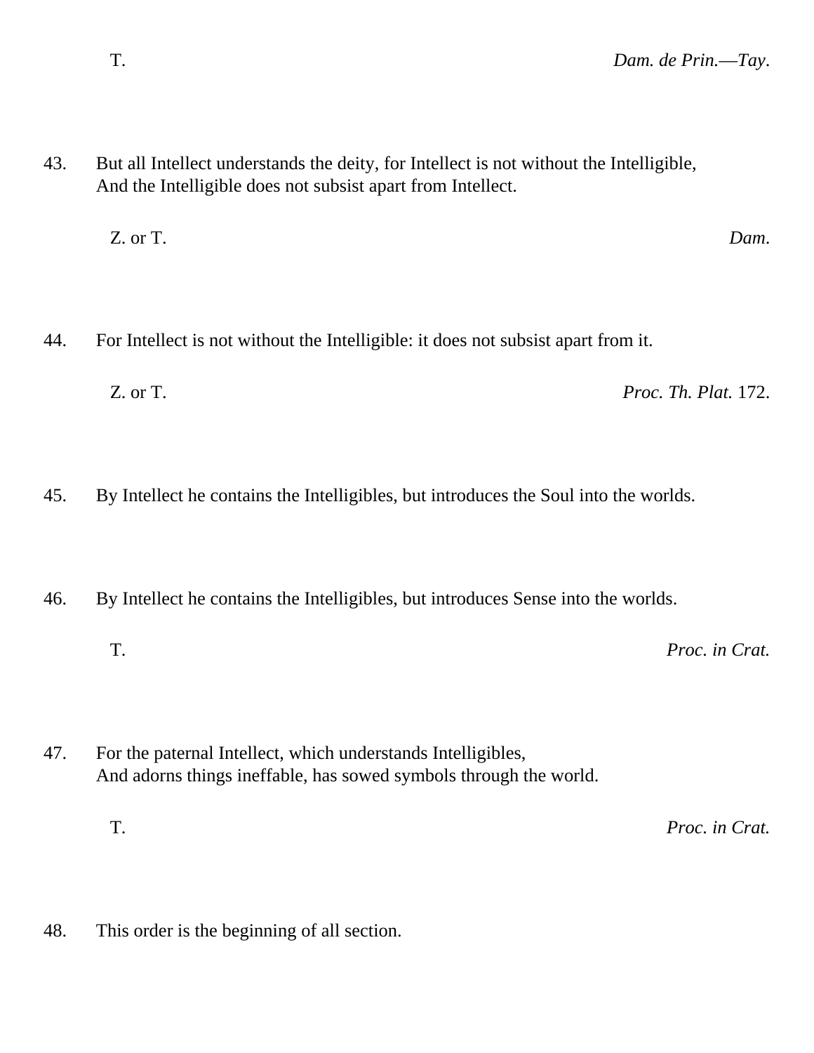T. *Dam. de Prin.—Tay*.

43. But all Intellect understands the deity, for Intellect is not without the Intelligible,
And the Intelligible does not subsist apart from Intellect.

Z. or T. *Dam*.

44. For Intellect is not without the Intelligible: it does not subsist apart from it.

Z. or T. *Proc. Th. Plat.* 172.

45. By Intellect he contains the Intelligibles, but introduces the Soul into the worlds.

46. By Intellect he contains the Intelligibles, but introduces Sense into the worlds.

T. *Proc. in Crat.*

47. For the paternal Intellect, which understands Intelligibles,
And adorns things ineffable, has sowed symbols through the world.

T. *Proc. in Crat.*

48. This order is the beginning of all section.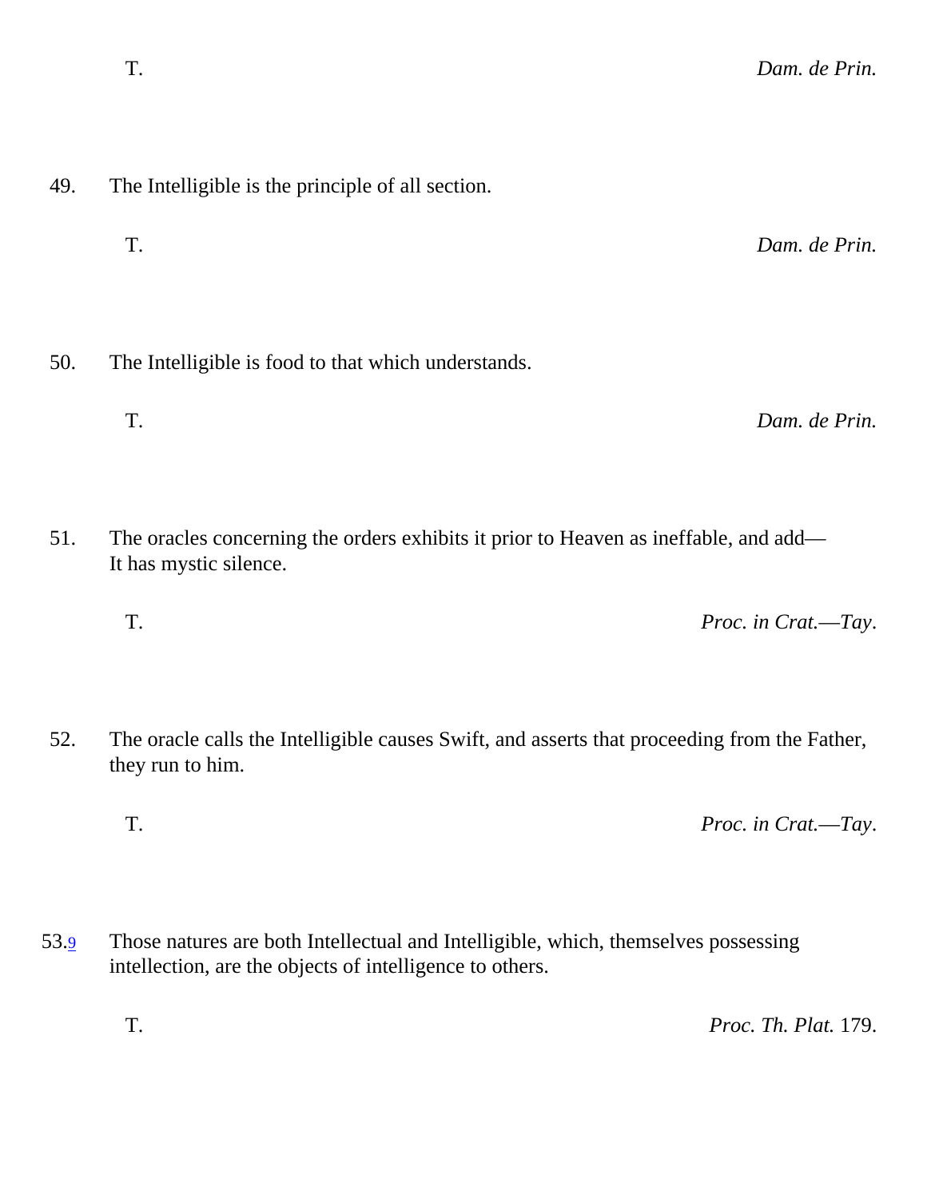T. *Dam. de Prin.*

49. The Intelligible is the principle of all section.

T. *Dam. de Prin.*

50. The Intelligible is food to that which understands.

T. *Dam. de Prin.*

51. The oracles concerning the orders exhibits it prior to Heaven as ineffable, and add—
It has mystic silence.

T. *Proc. in Crat.—Tay*.

52. The oracle calls the Intelligible causes Swift, and asserts that proceeding from the Father, they run to him.

T. *Proc. in Crat.—Tay*.

53.[9] Those natures are both Intellectual and Intelligible, which, themselves possessing intellection, are the objects of intelligence to others.

T. *Proc. Th. Plat.* 179.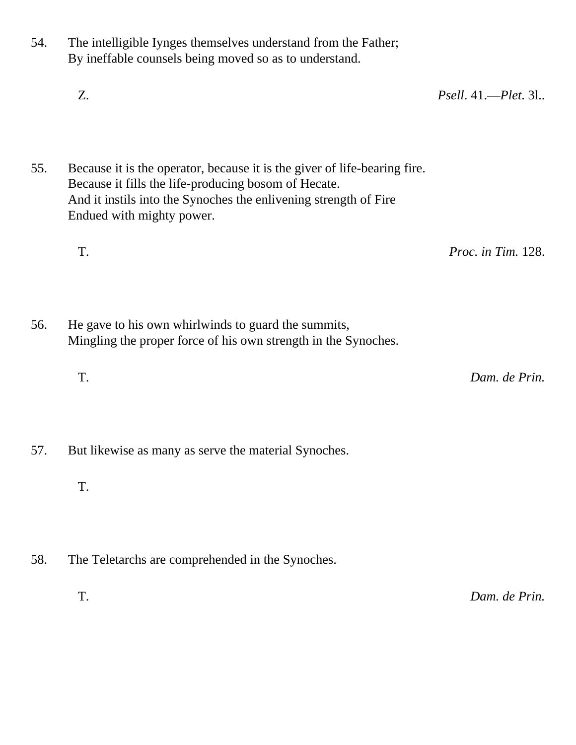54. The intelligible Iynges themselves understand from the Father;
By ineffable counsels being moved so as to understand.

Z. *Psell*. 41.—*Plet*. 3l..

55. Because it is the operator, because it is the giver of life-bearing fire.
Because it fills the life-producing bosom of Hecate.
And it instils into the Synoches the enlivening strength of Fire
Endued with mighty power.

T. *Proc. in Tim.* 128.

56. He gave to his own whirlwinds to guard the summits,
Mingling the proper force of his own strength in the Synoches.

T. *Dam. de Prin.*

57. But likewise as many as serve the material Synoches.

T.

58. The Teletarchs are comprehended in the Synoches.

T. *Dam. de Prin.*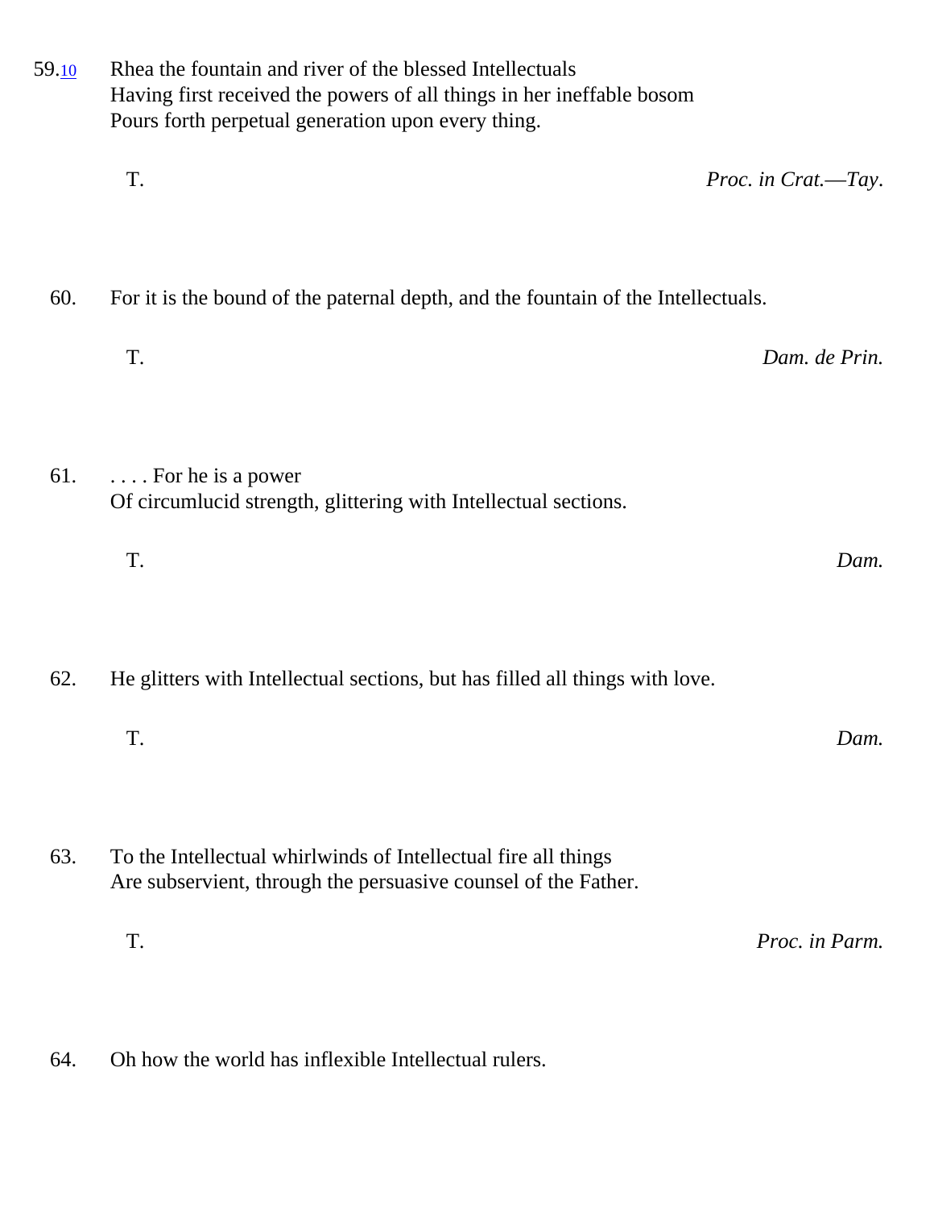59.[10] Rhea the fountain and river of the blessed Intellectuals
Having first received the powers of all things in her ineffable bosom
Pours forth perpetual generation upon every thing.

T. *Proc. in Crat.—Tay*.

60. For it is the bound of the paternal depth, and the fountain of the Intellectuals.

T. *Dam. de Prin.*

61. . . . . For he is a power
Of circumlucid strength, glittering with Intellectual sections.

T. *Dam.*

62. He glitters with Intellectual sections, but has filled all things with love.

T. *Dam.*

63. To the Intellectual whirlwinds of Intellectual fire all things
Are subservient, through the persuasive counsel of the Father.

T. *Proc. in Parm.*

64. Oh how the world has inflexible Intellectual rulers.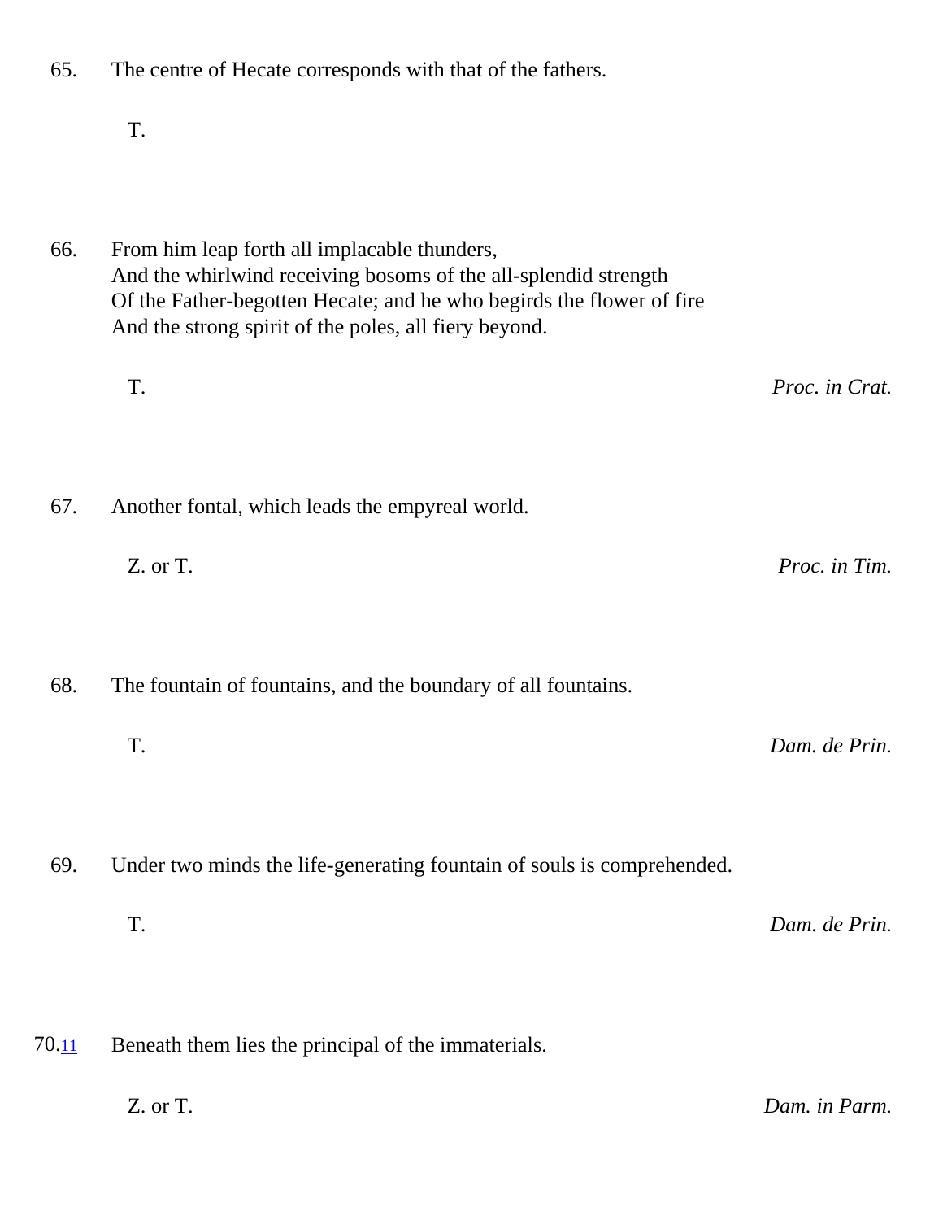65. The centre of Hecate corresponds with that of the fathers.

T.

66. From him leap forth all implacable thunders,
And the whirlwind receiving bosoms of the all-splendid strength
Of the Father-begotten Hecate; and he who begirds the flower of fire
And the strong spirit of the poles, all fiery beyond.

T. *Proc. in Crat.*

67. Another fontal, which leads the empyreal world.

Z. or T. *Proc. in Tim.*

68. The fountain of fountains, and the boundary of all fountains.

T. *Dam. de Prin.*

69. Under two minds the life-generating fountain of souls is comprehended.

T. *Dam. de Prin.*

70.[11] Beneath them lies the principal of the immaterials.

Z. or T. *Dam. in Parm.*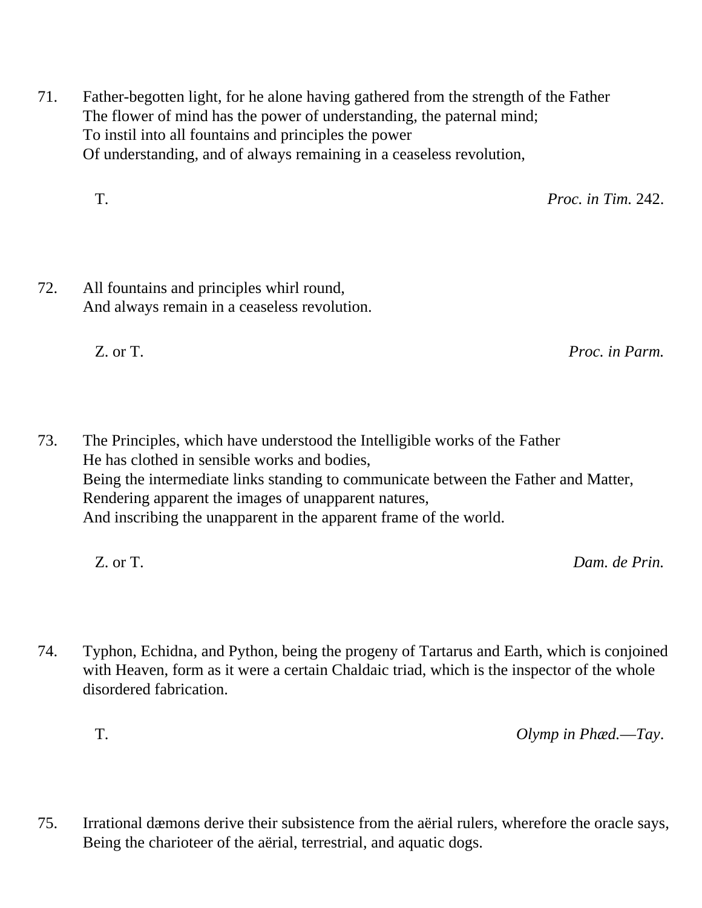71. Father-begotten light, for he alone having gathered from the strength of the Father
The flower of mind has the power of understanding, the paternal mind;
To instil into all fountains and principles the power
Of understanding, and of always remaining in a ceaseless revolution,

T. *Proc. in Tim.* 242.

72. All fountains and principles whirl round,
And always remain in a ceaseless revolution.

Z. or T. *Proc. in Parm.*

73. The Principles, which have understood the Intelligible works of the Father
He has clothed in sensible works and bodies,
Being the intermediate links standing to communicate between the Father and Matter,
Rendering apparent the images of unapparent natures,
And inscribing the unapparent in the apparent frame of the world.

Z. or T. *Dam. de Prin.*

74. Typhon, Echidna, and Python, being the progeny of Tartarus and Earth, which is conjoined with Heaven, form as it were a certain Chaldaic triad, which is the inspector of the whole disordered fabrication.

T. *Olymp in Phæd.—Tay*.

75. Irrational dæmons derive their subsistence from the aërial rulers, wherefore the oracle says,
Being the charioteer of the aërial, terrestrial, and aquatic dogs.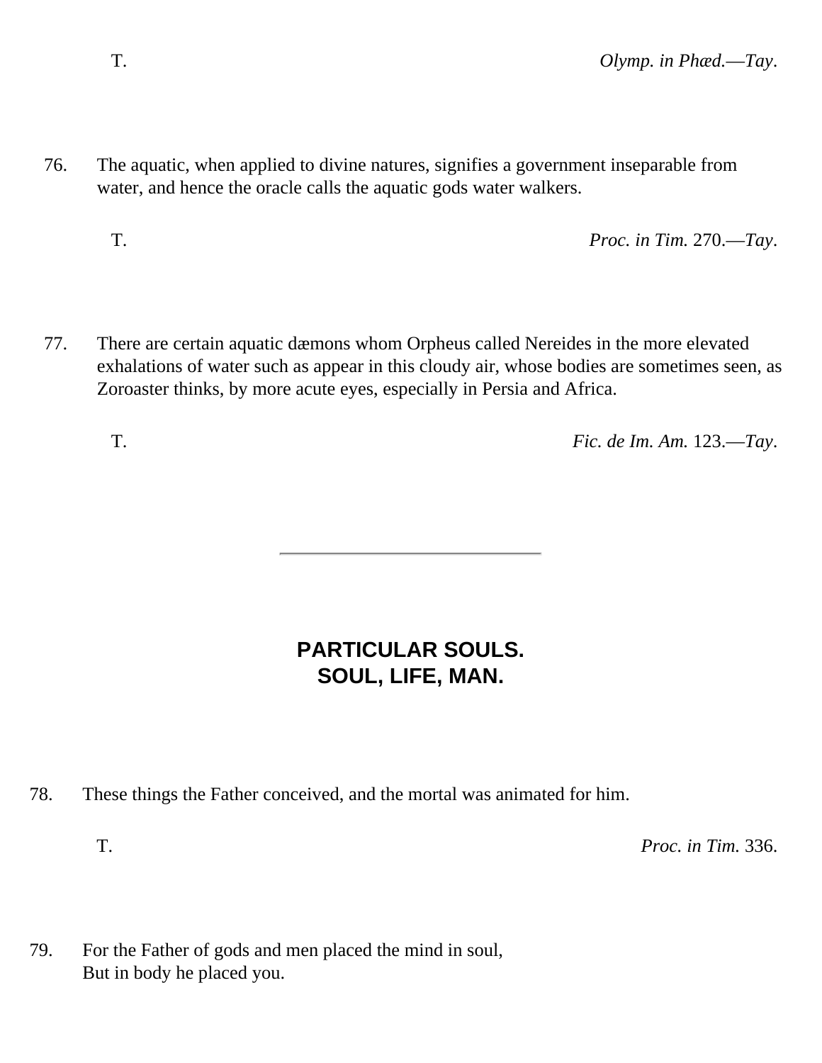T. *Olymp. in Phæd.*—*Tay*.

76. The aquatic, when applied to divine natures, signifies a government inseparable from water, and hence the oracle calls the aquatic gods water walkers.

T. *Proc. in Tim.* 270.—*Tay*.

77. There are certain aquatic dæmons whom Orpheus called Nereides in the more elevated exhalations of water such as appear in this cloudy air, whose bodies are sometimes seen, as Zoroaster thinks, by more acute eyes, especially in Persia and Africa.

T. *Fic. de Im. Am.* 123.—*Tay*.

---

## PARTICULAR SOULS.
## SOUL, LIFE, MAN.

78. These things the Father conceived, and the mortal was animated for him.

T. *Proc. in Tim.* 336.

79. For the Father of gods and men placed the mind in soul,
But in body he placed you.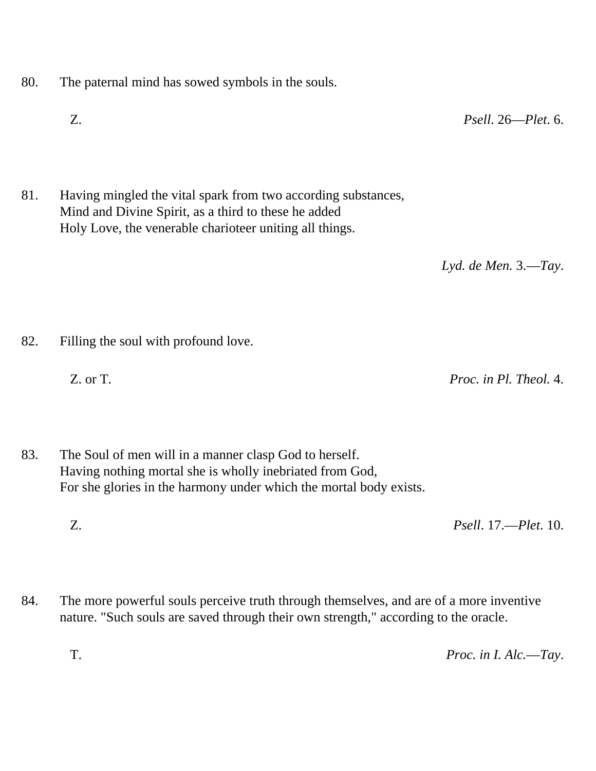80. The paternal mind has sowed symbols in the souls.

Z. *Psell*. 26—*Plet*. 6.

81. Having mingled the vital spark from two according substances,
Mind and Divine Spirit, as a third to these he added
Holy Love, the venerable charioteer uniting all things.

*Lyd. de Men.* 3.—*Tay*.

82. Filling the soul with profound love.

Z. or T. *Proc. in Pl. Theol.* 4.

83. The Soul of men will in a manner clasp God to herself.
Having nothing mortal she is wholly inebriated from God,
For she glories in the harmony under which the mortal body exists.

Z. *Psell*. 17.—*Plet*. 10.

84. The more powerful souls perceive truth through themselves, and are of a more inventive nature. "Such souls are saved through their own strength," according to the oracle.

T. *Proc. in I. Alc.*—*Tay*.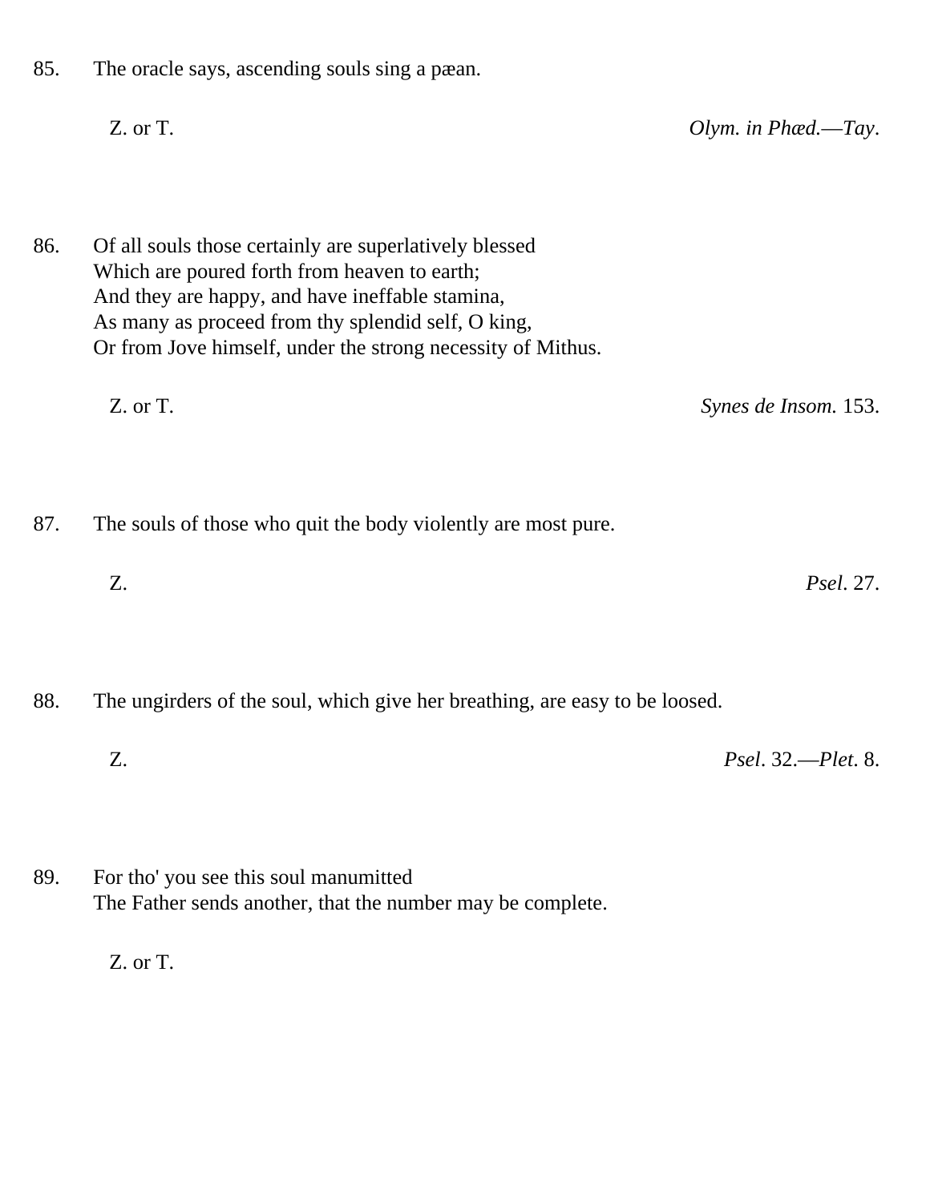85. The oracle says, ascending souls sing a pæan.

Z. or T. *Olym. in Phæd.—Tay*.

86. Of all souls those certainly are superlatively blessed
Which are poured forth from heaven to earth;
And they are happy, and have ineffable stamina,
As many as proceed from thy splendid self, O king,
Or from Jove himself, under the strong necessity of Mithus.

Z. or T. *Synes de Insom.* 153.

87. The souls of those who quit the body violently are most pure.

Z. *Psel*. 27.

88. The ungirders of the soul, which give her breathing, are easy to be loosed.

Z. *Psel*. 32.—*Plet*. 8.

89. For tho' you see this soul manumitted
The Father sends another, that the number may be complete.

Z. or T.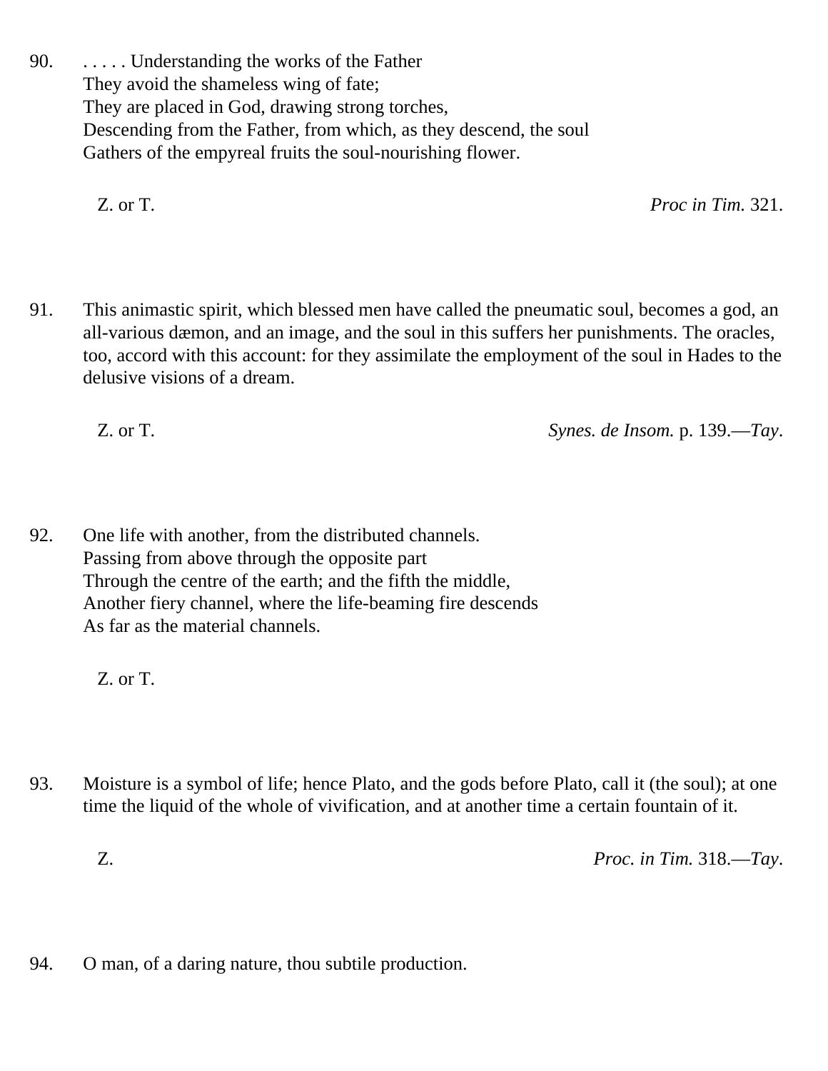90. . . . . . Understanding the works of the Father
They avoid the shameless wing of fate;
They are placed in God, drawing strong torches,
Descending from the Father, from which, as they descend, the soul
Gathers of the empyreal fruits the soul-nourishing flower.

Z. or T. *Proc in Tim.* 321.

91. This animastic spirit, which blessed men have called the pneumatic soul, becomes a god, an all-various dæmon, and an image, and the soul in this suffers her punishments. The oracles, too, accord with this account: for they assimilate the employment of the soul in Hades to the delusive visions of a dream.

Z. or T. *Synes. de Insom.* p. 139.—*Tay*.

92. One life with another, from the distributed channels.
Passing from above through the opposite part
Through the centre of the earth; and the fifth the middle,
Another fiery channel, where the life-beaming fire descends
As far as the material channels.

Z. or T.

93. Moisture is a symbol of life; hence Plato, and the gods before Plato, call it (the soul); at one time the liquid of the whole of vivification, and at another time a certain fountain of it.

Z. *Proc. in Tim.* 318.—*Tay*.

94. O man, of a daring nature, thou subtile production.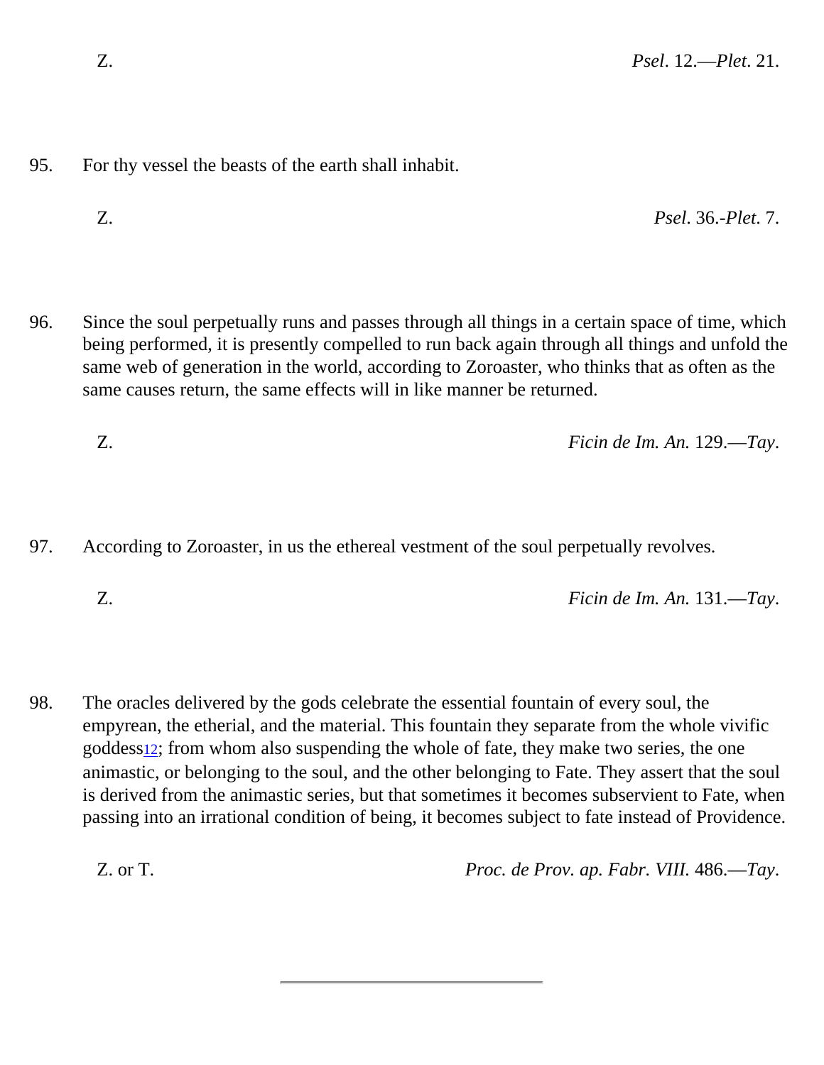Z. *Psel*. 12.—*Plet*. 21.

95. For thy vessel the beasts of the earth shall inhabit.

Z. *Psel*. 36.-*Plet*. 7.

96. Since the soul perpetually runs and passes through all things in a certain space of time, which being performed, it is presently compelled to run back again through all things and unfold the same web of generation in the world, according to Zoroaster, who thinks that as often as the same causes return, the same effects will in like manner be returned.

Z. *Ficin de Im. An.* 129.—*Tay*.

97. According to Zoroaster, in us the ethereal vestment of the soul perpetually revolves.

Z. *Ficin de Im. An.* 131.—*Tay*.

98. The oracles delivered by the gods celebrate the essential fountain of every soul, the empyrean, the etherial, and the material. This fountain they separate from the whole vivific goddess[12]; from whom also suspending the whole of fate, they make two series, the one animastic, or belonging to the soul, and the other belonging to Fate. They assert that the soul is derived from the animastic series, but that sometimes it becomes subservient to Fate, when passing into an irrational condition of being, it becomes subject to fate instead of Providence.

Z. or T. *Proc. de Prov. ap. Fabr. VIII.* 486.—*Tay*.

---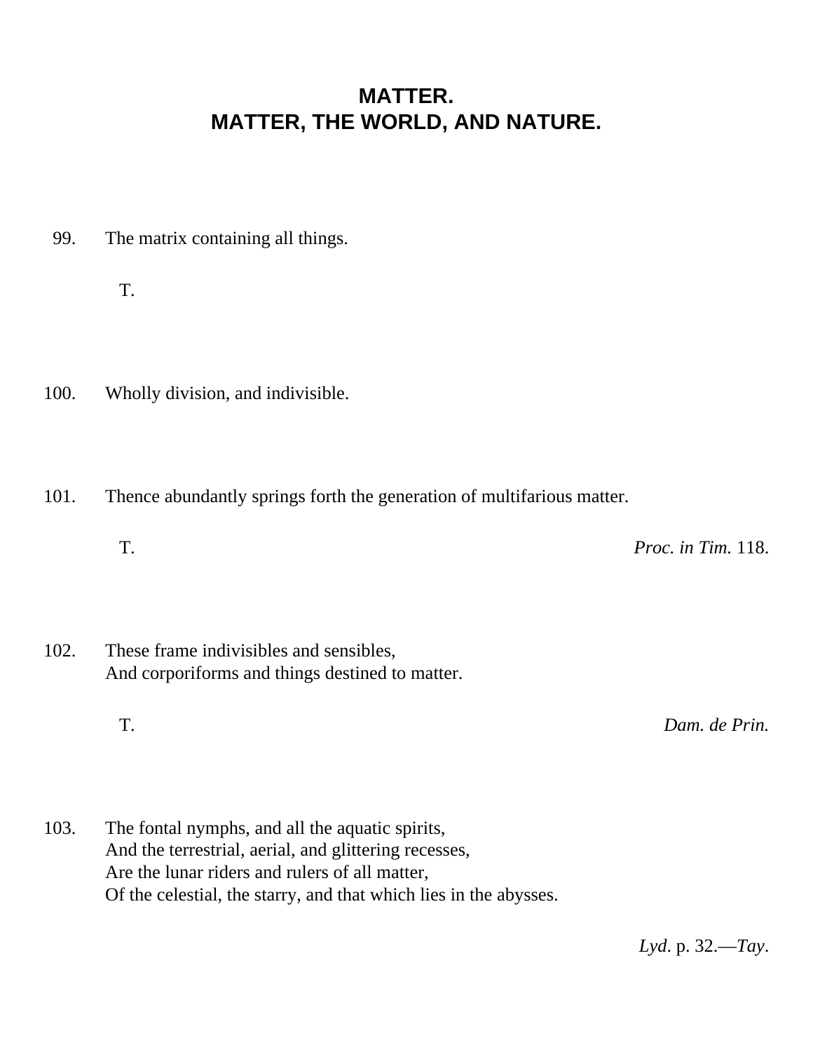# MATTER.
# MATTER, THE WORLD, AND NATURE.

99. The matrix containing all things.

T.

100. Wholly division, and indivisible.

101. Thence abundantly springs forth the generation of multifarious matter.

T. *Proc. in Tim.* 118.

102. These frame indivisibles and sensibles,
And corporiforms and things destined to matter.

T. *Dam. de Prin.*

103. The fontal nymphs, and all the aquatic spirits,
And the terrestrial, aerial, and glittering recesses,
Are the lunar riders and rulers of all matter,
Of the celestial, the starry, and that which lies in the abysses.

*Lyd*. p. 32.—*Tay*.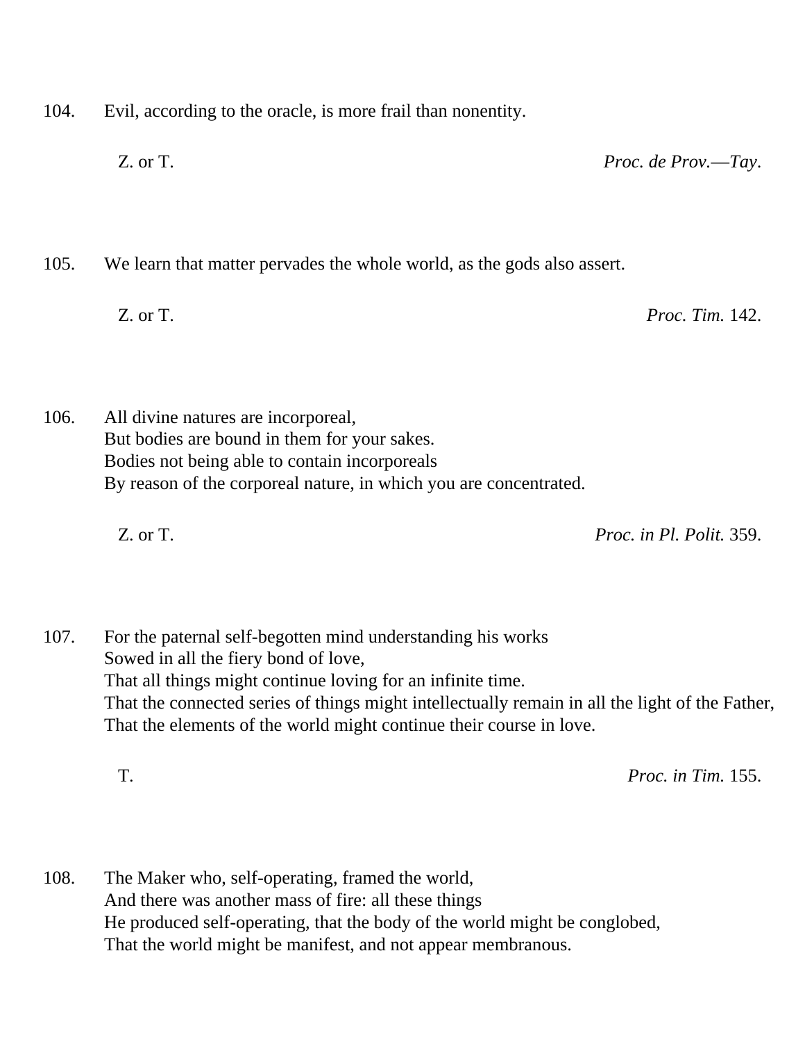104. Evil, according to the oracle, is more frail than nonentity.

Z. or T. *Proc. de Prov.—Tay.*

105. We learn that matter pervades the whole world, as the gods also assert.

Z. or T. *Proc. Tim.* 142.

106. All divine natures are incorporeal,  
But bodies are bound in them for your sakes.  
Bodies not being able to contain incorporeals  
By reason of the corporeal nature, in which you are concentrated.

Z. or T. *Proc. in Pl. Polit.* 359.

107. For the paternal self-begotten mind understanding his works  
Sowed in all the fiery bond of love,  
That all things might continue loving for an infinite time.  
That the connected series of things might intellectually remain in all the light of the Father,  
That the elements of the world might continue their course in love.

T. *Proc. in Tim.* 155.

108. The Maker who, self-operating, framed the world,  
And there was another mass of fire: all these things  
He produced self-operating, that the body of the world might be conglobed,  
That the world might be manifest, and not appear membranous.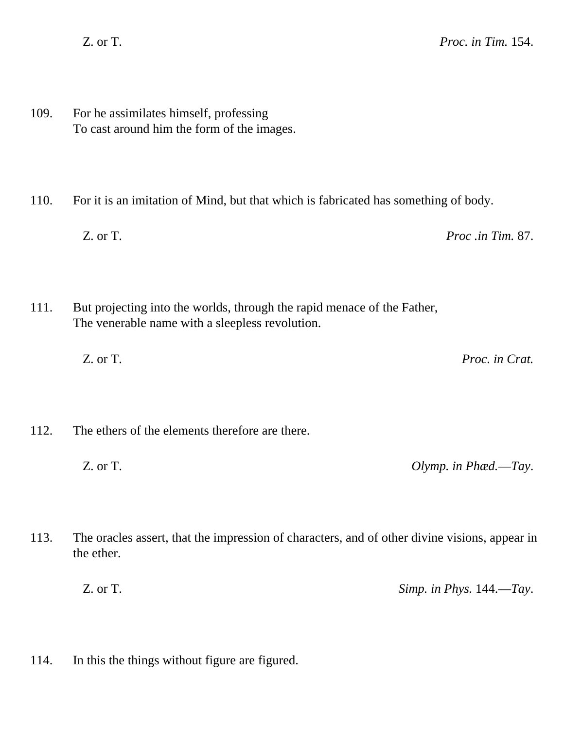Z. or T. *Proc. in Tim.* 154.

109. For he assimilates himself, professing
To cast around him the form of the images.

110. For it is an imitation of Mind, but that which is fabricated has something of body.

Z. or T. *Proc .in Tim.* 87.

111. But projecting into the worlds, through the rapid menace of the Father,
The venerable name with a sleepless revolution.

Z. or T. *Proc. in Crat.*

112. The ethers of the elements therefore are there.

Z. or T. *Olymp. in Phæd.—Tay*.

113. The oracles assert, that the impression of characters, and of other divine visions, appear in the ether.

Z. or T. *Simp. in Phys.* 144.—*Tay*.

114. In this the things without figure are figured.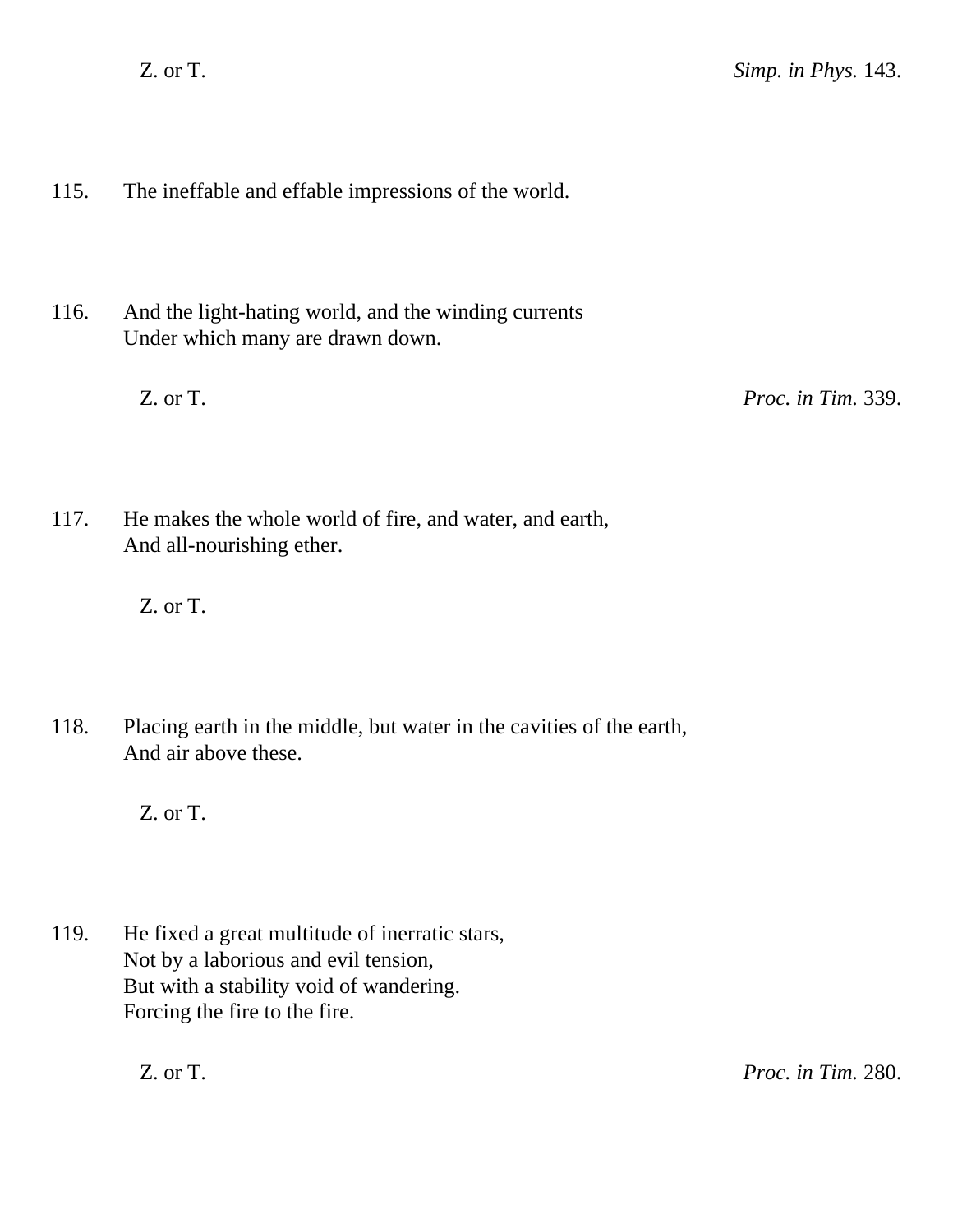Z. or T. *Simp. in Phys.* 143.

115. The ineffable and effable impressions of the world.

116. And the light-hating world, and the winding currents
Under which many are drawn down.

Z. or T. *Proc. in Tim.* 339.

117. He makes the whole world of fire, and water, and earth,
And all-nourishing ether.

Z. or T.

118. Placing earth in the middle, but water in the cavities of the earth,
And air above these.

Z. or T.

119. He fixed a great multitude of inerratic stars,
Not by a laborious and evil tension,
But with a stability void of wandering.
Forcing the fire to the fire.

Z. or T. *Proc. in Tim.* 280.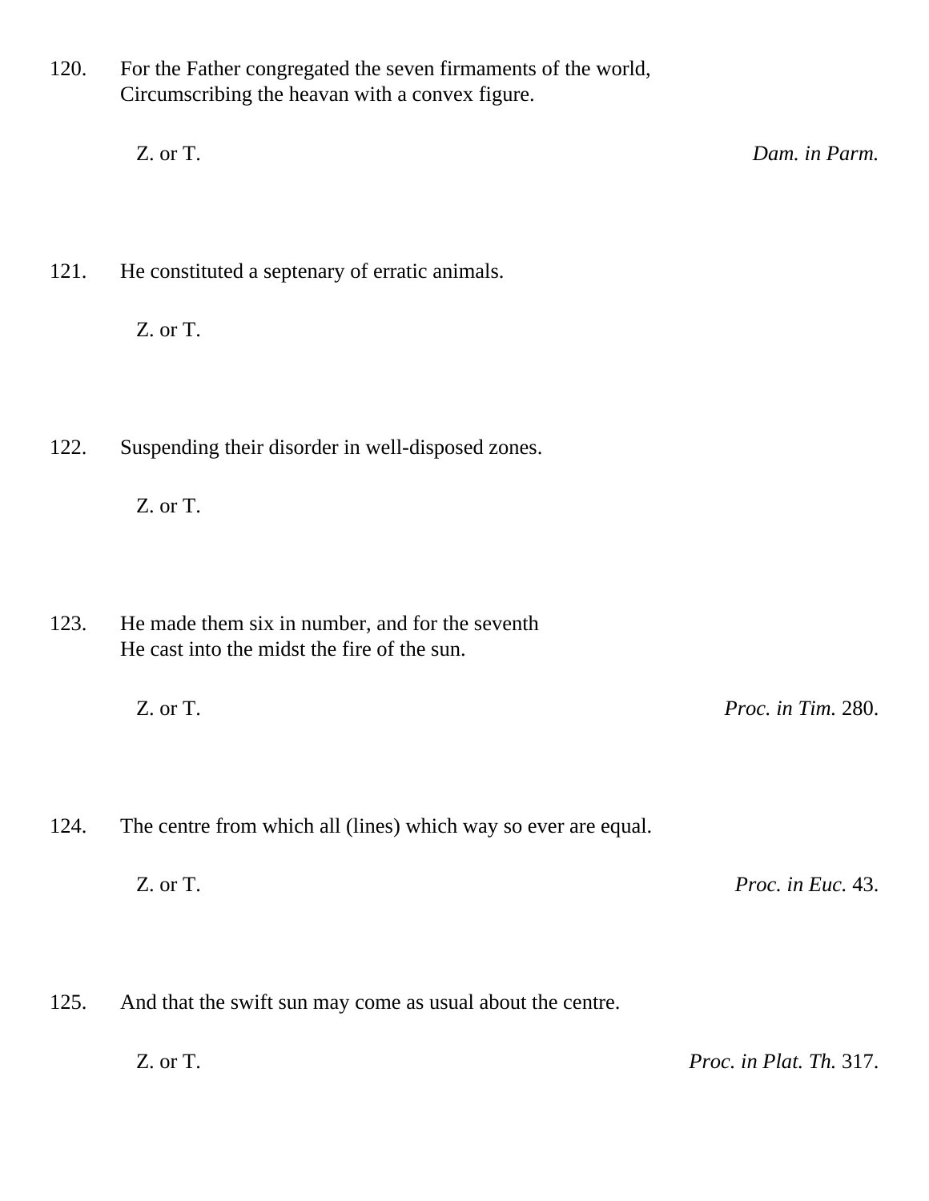120. For the Father congregated the seven firmaments of the world,
Circumscribing the heavan with a convex figure.

Z. or T. *Dam. in Parm.*

121. He constituted a septenary of erratic animals.

Z. or T.

122. Suspending their disorder in well-disposed zones.

Z. or T.

123. He made them six in number, and for the seventh
He cast into the midst the fire of the sun.

Z. or T. *Proc. in Tim.* 280.

124. The centre from which all (lines) which way so ever are equal.

Z. or T. *Proc. in Euc.* 43.

125. And that the swift sun may come as usual about the centre.

Z. or T. *Proc. in Plat. Th.* 317.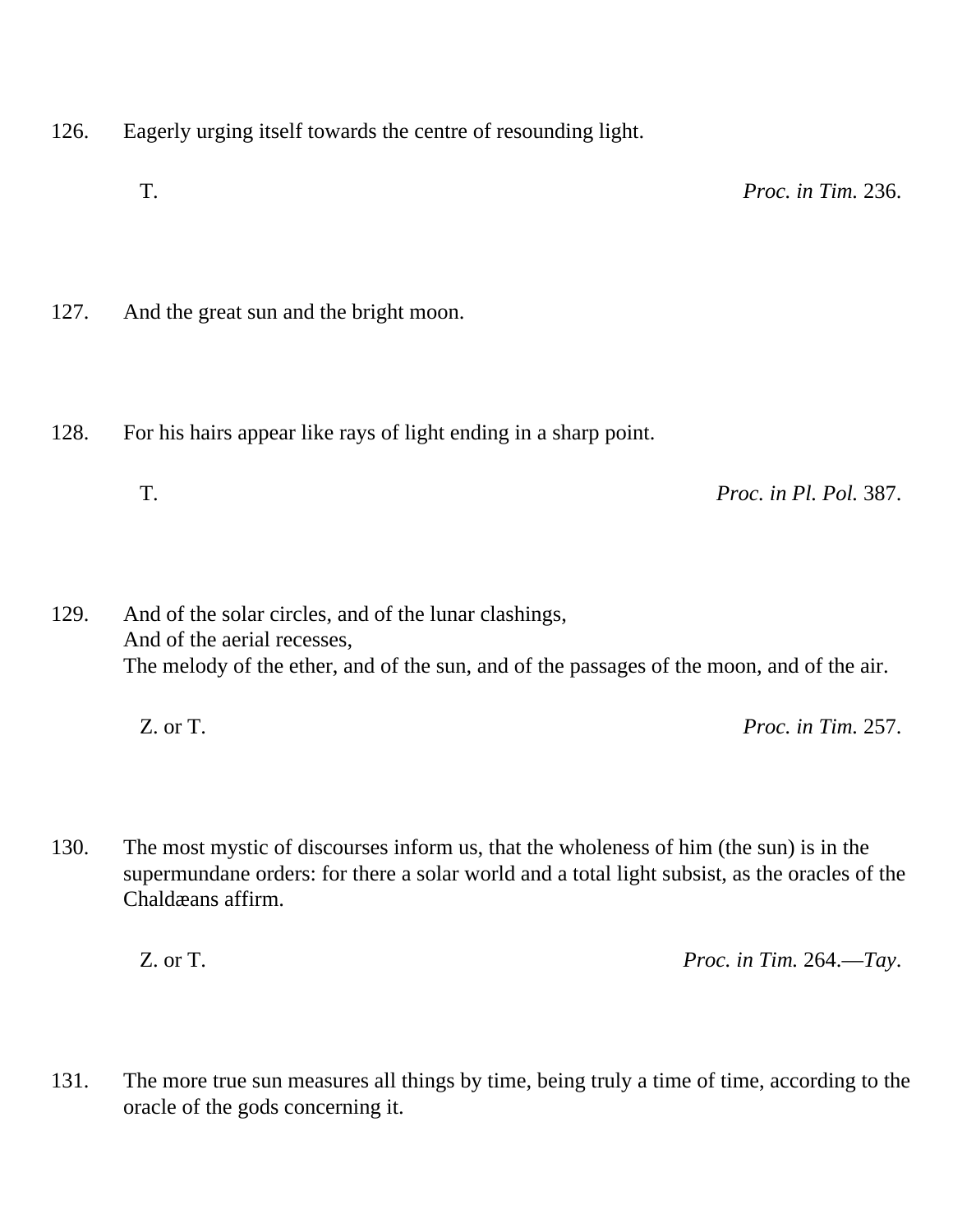126. Eagerly urging itself towards the centre of resounding light.

T. *Proc. in Tim.* 236.

127. And the great sun and the bright moon.

128. For his hairs appear like rays of light ending in a sharp point.

T. *Proc. in Pl. Pol.* 387.

129. And of the solar circles, and of the lunar clashings,
And of the aerial recesses,
The melody of the ether, and of the sun, and of the passages of the moon, and of the air.

Z. or T. *Proc. in Tim.* 257.

130. The most mystic of discourses inform us, that the wholeness of him (the sun) is in the supermundane orders: for there a solar world and a total light subsist, as the oracles of the Chaldæans affirm.

Z. or T. *Proc. in Tim.* 264.—*Tay*.

131. The more true sun measures all things by time, being truly a time of time, according to the oracle of the gods concerning it.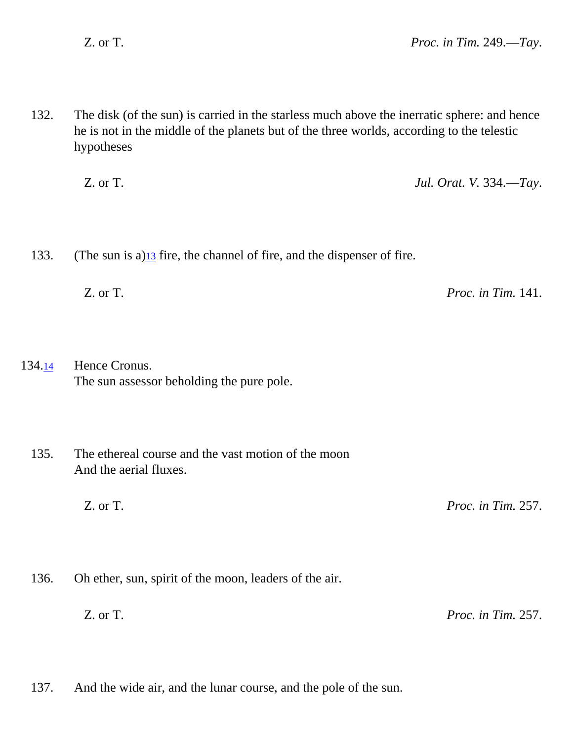Z. or T. *Proc. in Tim.* 249.—*Tay*.

132. The disk (of the sun) is carried in the starless much above the inerratic sphere: and hence he is not in the middle of the planets but of the three worlds, according to the telestic hypotheses

Z. or T. *Jul. Orat. V.* 334.—*Tay*.

133. (The sun is a)[13] fire, the channel of fire, and the dispenser of fire.

Z. or T. *Proc. in Tim.* 141.

134.[14] Hence Cronus.
The sun assessor beholding the pure pole.

135. The ethereal course and the vast motion of the moon
And the aerial fluxes.

Z. or T. *Proc. in Tim.* 257.

136. Oh ether, sun, spirit of the moon, leaders of the air.

Z. or T. *Proc. in Tim.* 257.

137. And the wide air, and the lunar course, and the pole of the sun.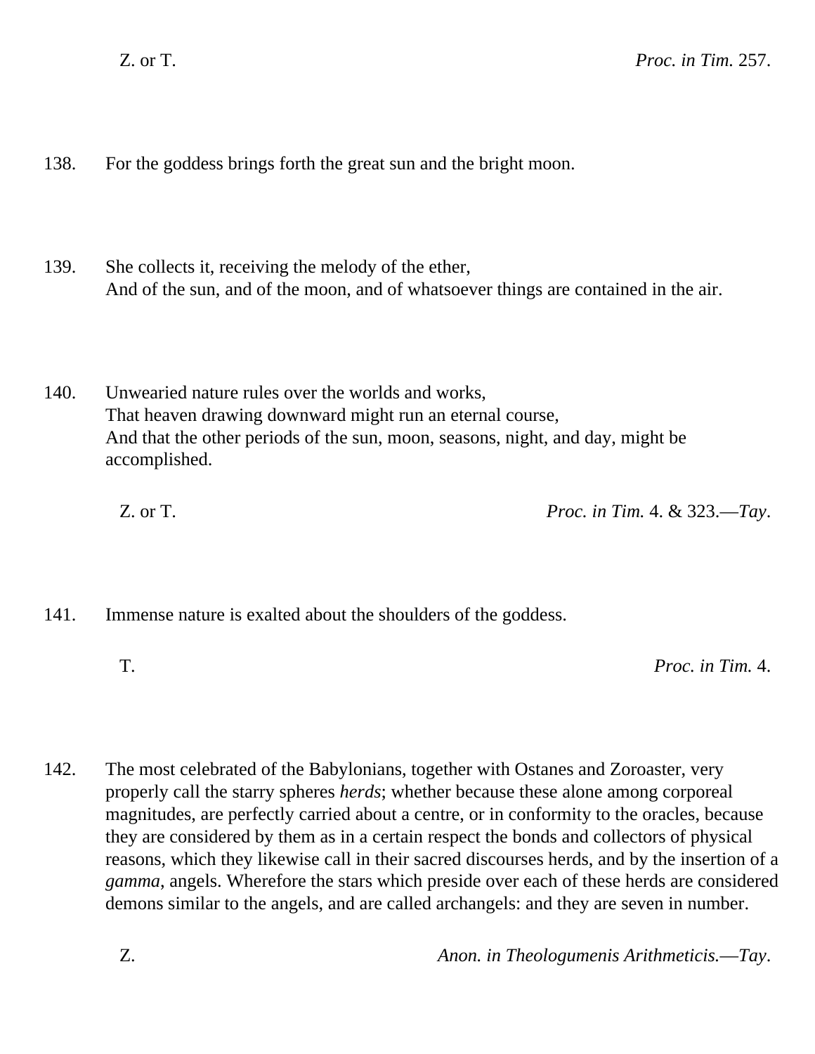Z. or T. *Proc. in Tim.* 257.

138. For the goddess brings forth the great sun and the bright moon.

139. She collects it, receiving the melody of the ether,
And of the sun, and of the moon, and of whatsoever things are contained in the air.

140. Unwearied nature rules over the worlds and works,
That heaven drawing downward might run an eternal course,
And that the other periods of the sun, moon, seasons, night, and day, might be accomplished.

Z. or T. *Proc. in Tim.* 4. & 323.—*Tay*.

141. Immense nature is exalted about the shoulders of the goddess.

T. *Proc. in Tim.* 4.

142. The most celebrated of the Babylonians, together with Ostanes and Zoroaster, very properly call the starry spheres *herds*; whether because these alone among corporeal magnitudes, are perfectly carried about a centre, or in conformity to the oracles, because they are considered by them as in a certain respect the bonds and collectors of physical reasons, which they likewise call in their sacred discourses herds, and by the insertion of a *gamma*, angels. Wherefore the stars which preside over each of these herds are considered demons similar to the angels, and are called archangels: and they are seven in number.

Z. *Anon. in Theologumenis Arithmeticis.*—*Tay*.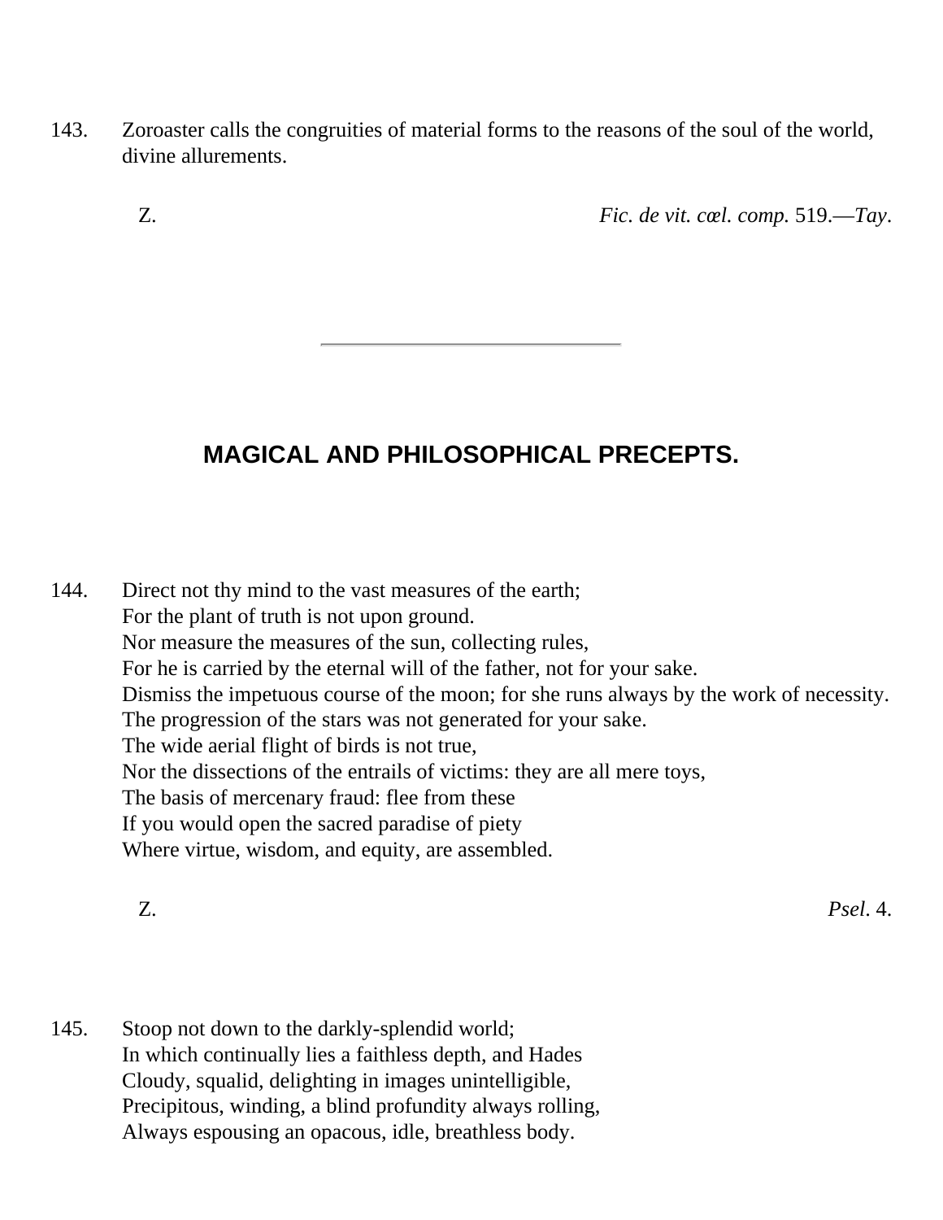143. Zoroaster calls the congruities of material forms to the reasons of the soul of the world, divine allurements.

Z. *Fic. de vit. cœl. comp.* 519.—*Tay*.

---

## MAGICAL AND PHILOSOPHICAL PRECEPTS.

144. Direct not thy mind to the vast measures of the earth;
For the plant of truth is not upon ground.
Nor measure the measures of the sun, collecting rules,
For he is carried by the eternal will of the father, not for your sake.
Dismiss the impetuous course of the moon; for she runs always by the work of necessity.
The progression of the stars was not generated for your sake.
The wide aerial flight of birds is not true,
Nor the dissections of the entrails of victims: they are all mere toys,
The basis of mercenary fraud: flee from these
If you would open the sacred paradise of piety
Where virtue, wisdom, and equity, are assembled.

Z. *Psel*. 4.

145. Stoop not down to the darkly-splendid world;
In which continually lies a faithless depth, and Hades
Cloudy, squalid, delighting in images unintelligible,
Precipitous, winding, a blind profundity always rolling,
Always espousing an opacous, idle, breathless body.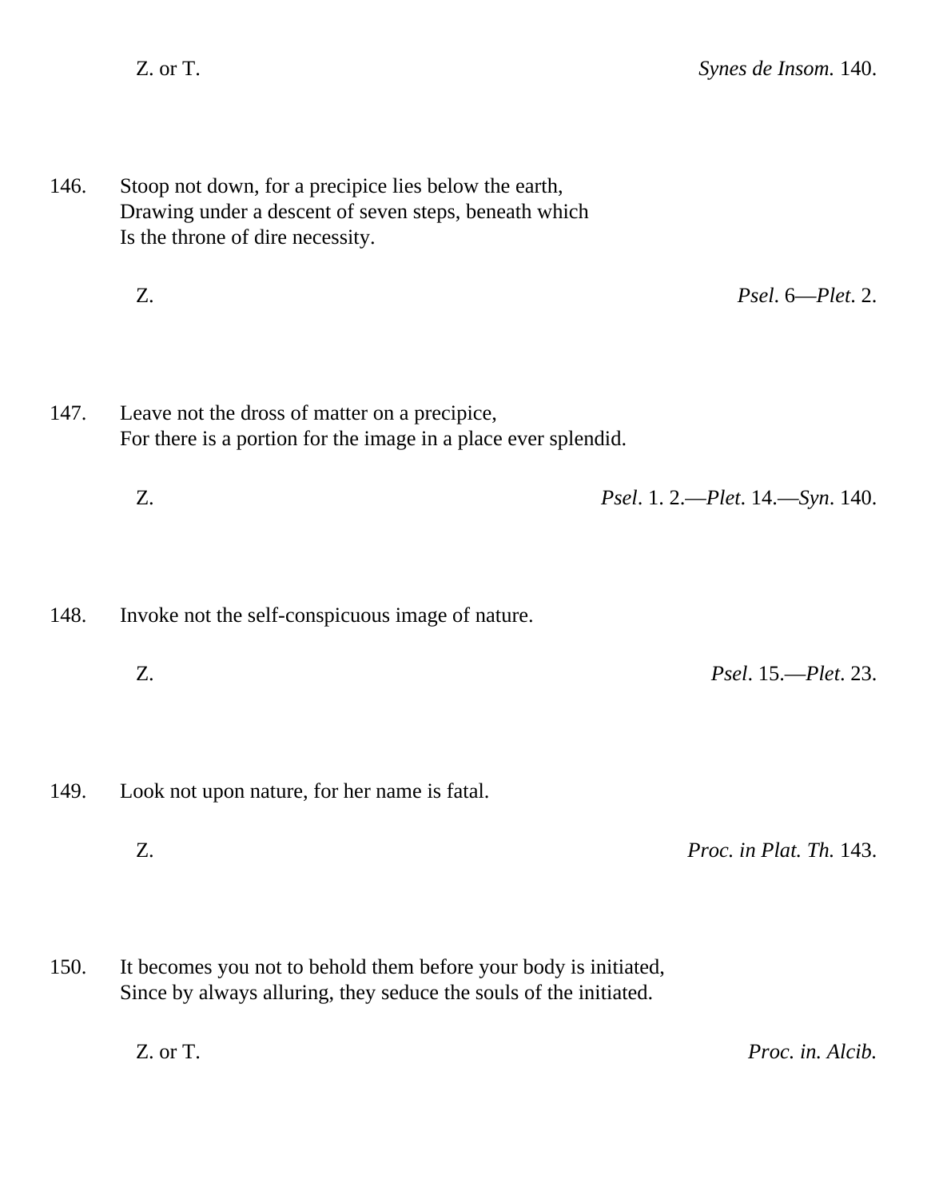Z. or T. *Synes de Insom.* 140.

146. Stoop not down, for a precipice lies below the earth,
Drawing under a descent of seven steps, beneath which
Is the throne of dire necessity.

Z. *Psel*. 6—*Plet*. 2.

147. Leave not the dross of matter on a precipice,
For there is a portion for the image in a place ever splendid.

Z. *Psel*. 1. 2.—*Plet*. 14.—*Syn*. 140.

148. Invoke not the self-conspicuous image of nature.

Z. *Psel*. 15.—*Plet*. 23.

149. Look not upon nature, for her name is fatal.

Z. *Proc. in Plat. Th.* 143.

150. It becomes you not to behold them before your body is initiated,
Since by always alluring, they seduce the souls of the initiated.

Z. or T. *Proc. in. Alcib.*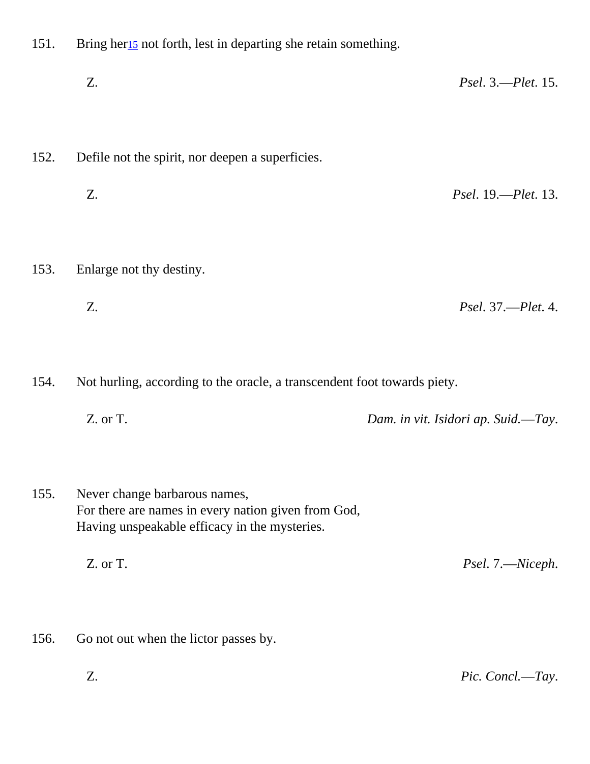151. Bring her[15] not forth, lest in departing she retain something.

Z. *Psel*. 3.—*Plet*. 15.

152. Defile not the spirit, nor deepen a superficies.

Z. *Psel*. 19.—*Plet*. 13.

153. Enlarge not thy destiny.

Z. *Psel*. 37.—*Plet*. 4.

154. Not hurling, according to the oracle, a transcendent foot towards piety.

Z. or T. *Dam. in vit. Isidori ap. Suid.—Tay*.

155. Never change barbarous names,
For there are names in every nation given from God,
Having unspeakable efficacy in the mysteries.

Z. or T. *Psel*. 7.—*Niceph*.

156. Go not out when the lictor passes by.

Z. *Pic. Concl.—Tay*.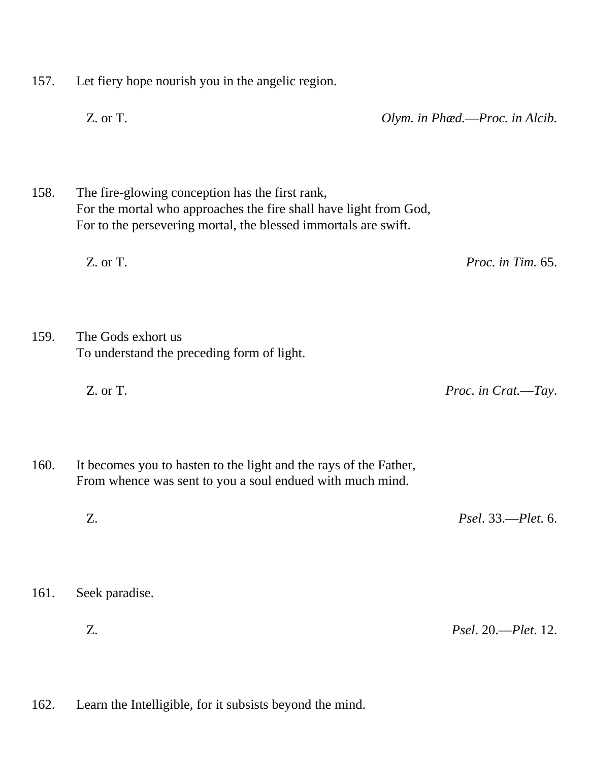157. Let fiery hope nourish you in the angelic region.

Z. or T. *Olym. in Phæd.—Proc. in Alcib.*

158. The fire-glowing conception has the first rank,
For the mortal who approaches the fire shall have light from God,
For to the persevering mortal, the blessed immortals are swift.

Z. or T. *Proc. in Tim.* 65.

159. The Gods exhort us
To understand the preceding form of light.

Z. or T. *Proc. in Crat.—Tay*.

160. It becomes you to hasten to the light and the rays of the Father,
From whence was sent to you a soul endued with much mind.

Z. *Psel*. 33.—*Plet*. 6.

161. Seek paradise.

Z. *Psel*. 20.—*Plet*. 12.

162. Learn the Intelligible, for it subsists beyond the mind.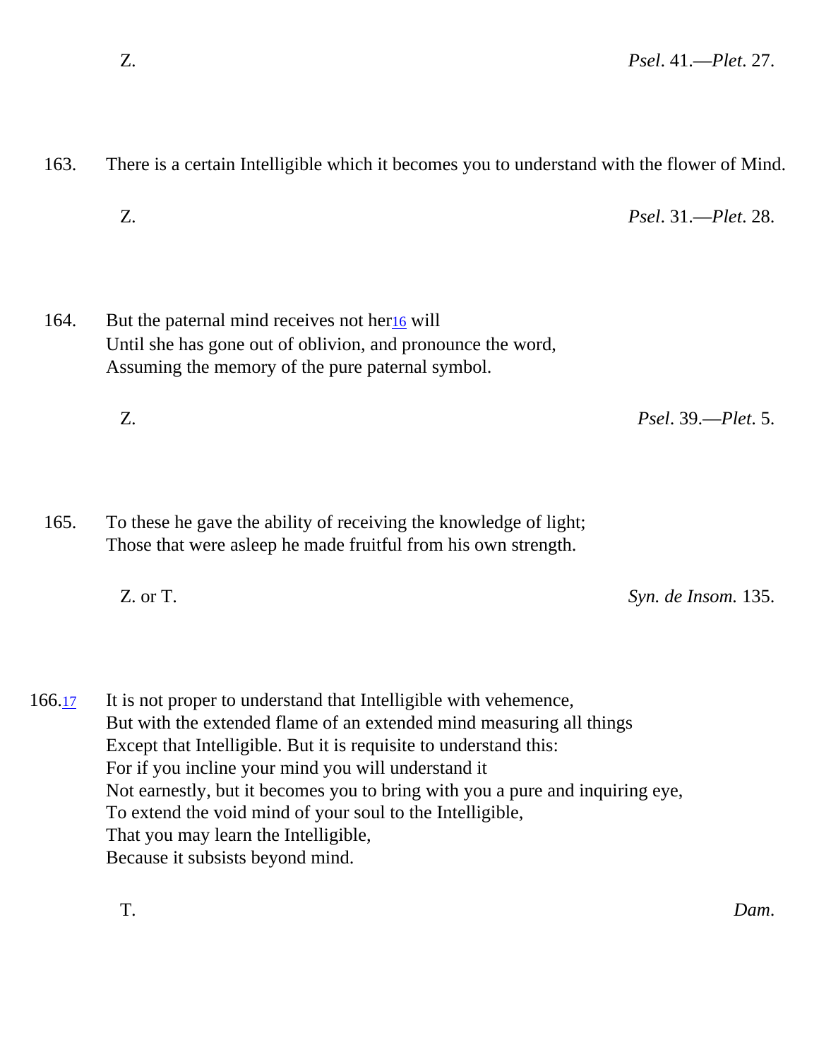Z. *Psel*. 41.—*Plet*. 27.

163. There is a certain Intelligible which it becomes you to understand with the flower of Mind.

Z. *Psel*. 31.—*Plet*. 28.

164. But the paternal mind receives not her[16] will
Until she has gone out of oblivion, and pronounce the word,
Assuming the memory of the pure paternal symbol.

Z. *Psel*. 39.—*Plet*. 5.

165. To these he gave the ability of receiving the knowledge of light;
Those that were asleep he made fruitful from his own strength.

Z. or T. *Syn. de Insom.* 135.

166.[17] It is not proper to understand that Intelligible with vehemence,
But with the extended flame of an extended mind measuring all things
Except that Intelligible. But it is requisite to understand this:
For if you incline your mind you will understand it
Not earnestly, but it becomes you to bring with you a pure and inquiring eye,
To extend the void mind of your soul to the Intelligible,
That you may learn the Intelligible,
Because it subsists beyond mind.

T. *Dam*.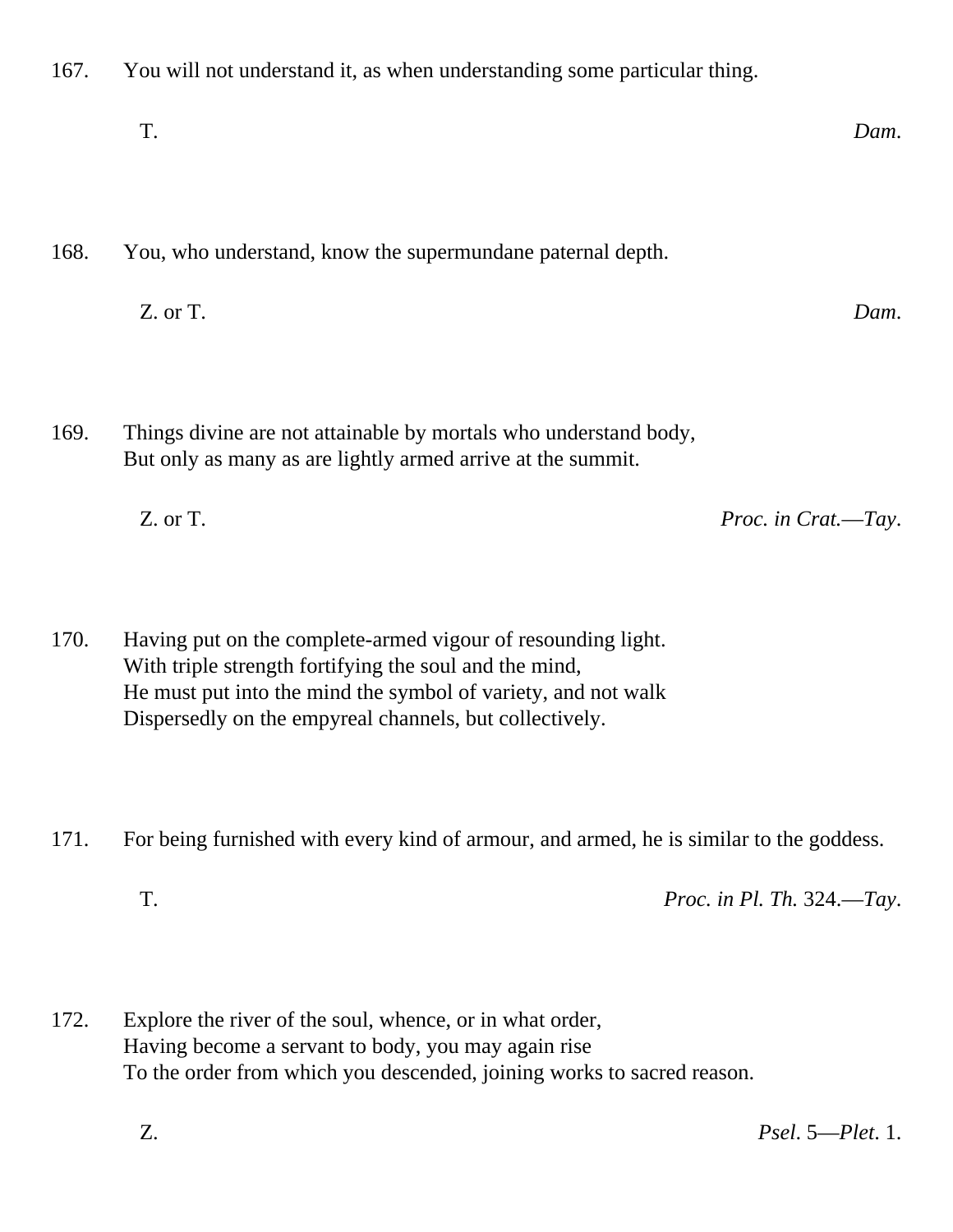167. You will not understand it, as when understanding some particular thing.

T. *Dam*.

168. You, who understand, know the supermundane paternal depth.

Z. or T. *Dam*.

169. Things divine are not attainable by mortals who understand body,
But only as many as are lightly armed arrive at the summit.

Z. or T. *Proc. in Crat.*—*Tay*.

170. Having put on the complete-armed vigour of resounding light.
With triple strength fortifying the soul and the mind,
He must put into the mind the symbol of variety, and not walk
Dispersedly on the empyreal channels, but collectively.

171. For being furnished with every kind of armour, and armed, he is similar to the goddess.

T. *Proc. in Pl. Th.* 324.—*Tay*.

172. Explore the river of the soul, whence, or in what order,
Having become a servant to body, you may again rise
To the order from which you descended, joining works to sacred reason.

Z. *Psel*. 5—*Plet*. 1.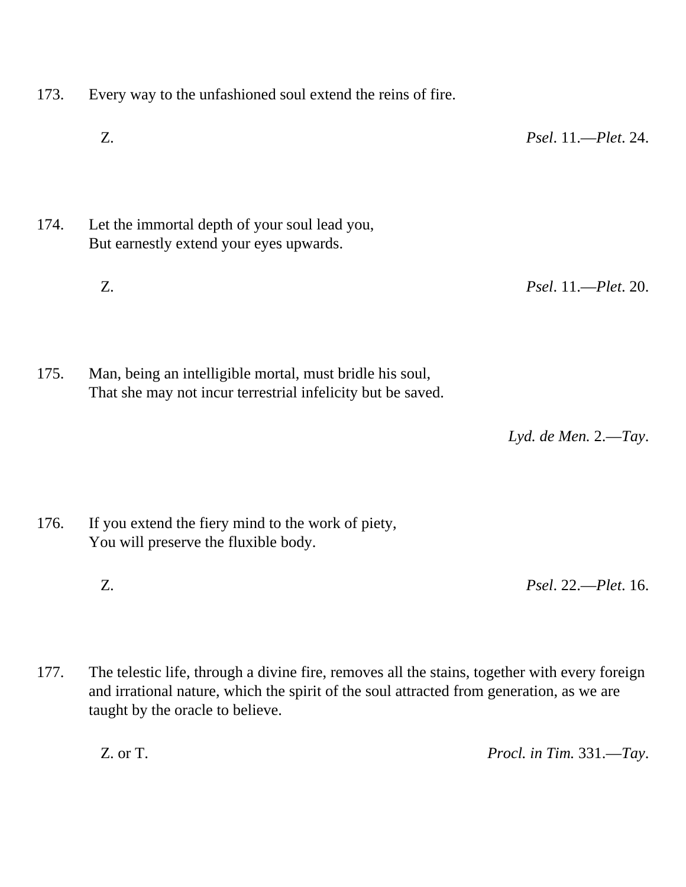173. Every way to the unfashioned soul extend the reins of fire.

Z. *Psel*. 11.—*Plet*. 24.

174. Let the immortal depth of your soul lead you,
But earnestly extend your eyes upwards.

Z. *Psel*. 11.—*Plet*. 20.

175. Man, being an intelligible mortal, must bridle his soul,
That she may not incur terrestrial infelicity but be saved.

*Lyd. de Men.* 2.—*Tay*.

176. If you extend the fiery mind to the work of piety,
You will preserve the fluxible body.

Z. *Psel*. 22.—*Plet*. 16.

177. The telestic life, through a divine fire, removes all the stains, together with every foreign and irrational nature, which the spirit of the soul attracted from generation, as we are taught by the oracle to believe.

Z. or T. *Procl. in Tim.* 331.—*Tay*.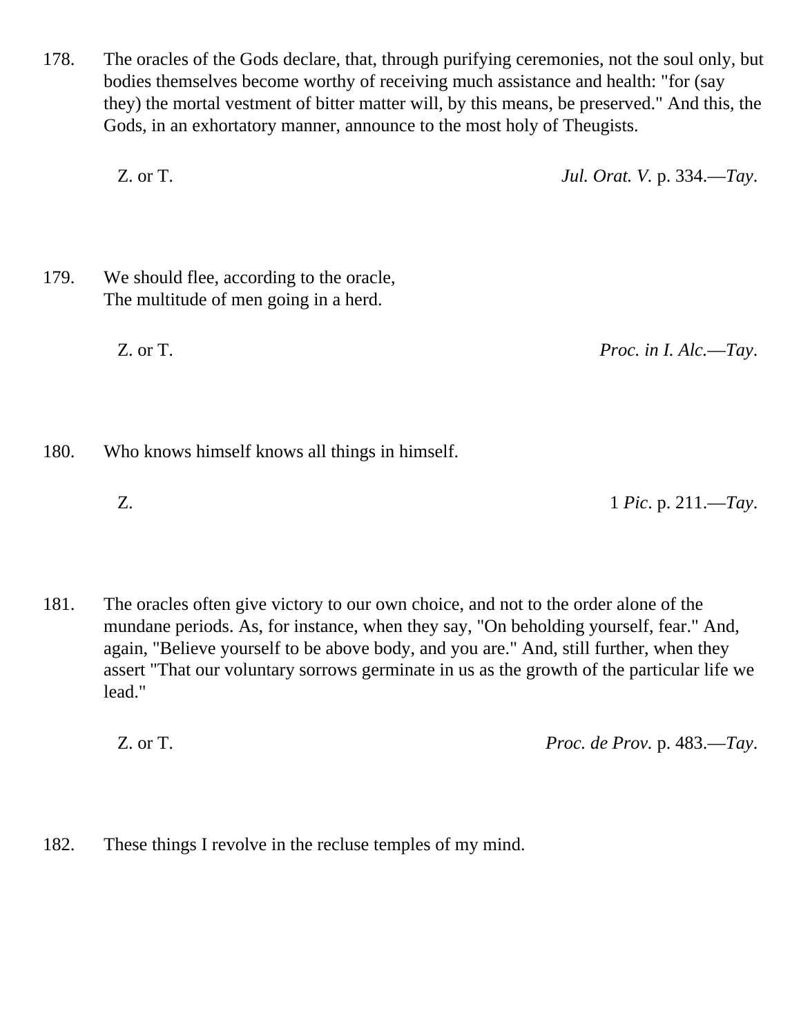178. The oracles of the Gods declare, that, through purifying ceremonies, not the soul only, but bodies themselves become worthy of receiving much assistance and health: "for (say they) the mortal vestment of bitter matter will, by this means, be preserved." And this, the Gods, in an exhortatory manner, announce to the most holy of Theugists.

Z. or T. *Jul. Orat. V.* p. 334.—*Tay*.

179. We should flee, according to the oracle,
The multitude of men going in a herd.

Z. or T. *Proc. in I. Alc.*—*Tay*.

180. Who knows himself knows all things in himself.

Z. 1 *Pic*. p. 211.—*Tay*.

181. The oracles often give victory to our own choice, and not to the order alone of the mundane periods. As, for instance, when they say, "On beholding yourself, fear." And, again, "Believe yourself to be above body, and you are." And, still further, when they assert "That our voluntary sorrows germinate in us as the growth of the particular life we lead."

Z. or T. *Proc. de Prov.* p. 483.—*Tay*.

182. These things I revolve in the recluse temples of my mind.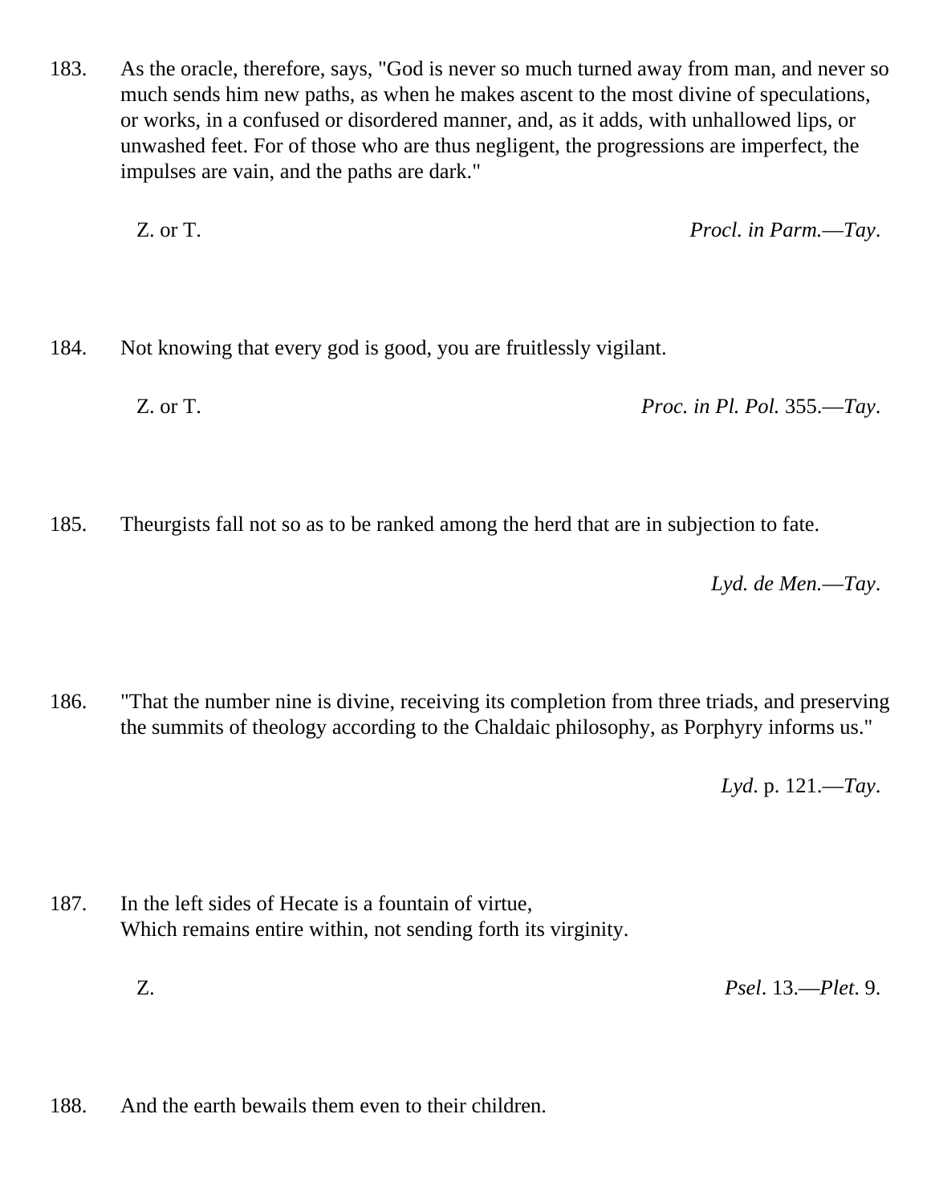183. As the oracle, therefore, says, "God is never so much turned away from man, and never so much sends him new paths, as when he makes ascent to the most divine of speculations, or works, in a confused or disordered manner, and, as it adds, with unhallowed lips, or unwashed feet. For of those who are thus negligent, the progressions are imperfect, the impulses are vain, and the paths are dark."

Z. or T. *Procl. in Parm.*—*Tay*.

184. Not knowing that every god is good, you are fruitlessly vigilant.

Z. or T. *Proc. in Pl. Pol.* 355.—*Tay*.

185. Theurgists fall not so as to be ranked among the herd that are in subjection to fate.

*Lyd. de Men.*—*Tay*.

186. "That the number nine is divine, receiving its completion from three triads, and preserving the summits of theology according to the Chaldaic philosophy, as Porphyry informs us."

*Lyd*. p. 121.—*Tay*.

187. In the left sides of Hecate is a fountain of virtue,
Which remains entire within, not sending forth its virginity.

Z. *Psel*. 13.—*Plet*. 9.

188. And the earth bewails them even to their children.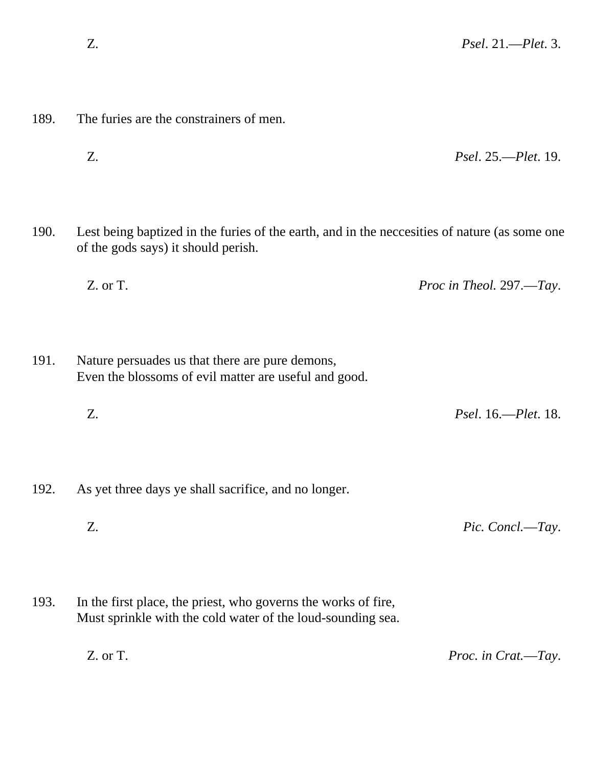Z. *Psel*. 21.—*Plet*. 3.

189. The furies are the constrainers of men.

Z. *Psel*. 25.—*Plet*. 19.

190. Lest being baptized in the furies of the earth, and in the neccesities of nature (as some one of the gods says) it should perish.

Z. or T. *Proc in Theol.* 297.—*Tay*.

191. Nature persuades us that there are pure demons,
Even the blossoms of evil matter are useful and good.

Z. *Psel*. 16.—*Plet*. 18.

192. As yet three days ye shall sacrifice, and no longer.

Z. *Pic. Concl.*—*Tay*.

193. In the first place, the priest, who governs the works of fire,
Must sprinkle with the cold water of the loud-sounding sea.

Z. or T. *Proc. in Crat.*—*Tay*.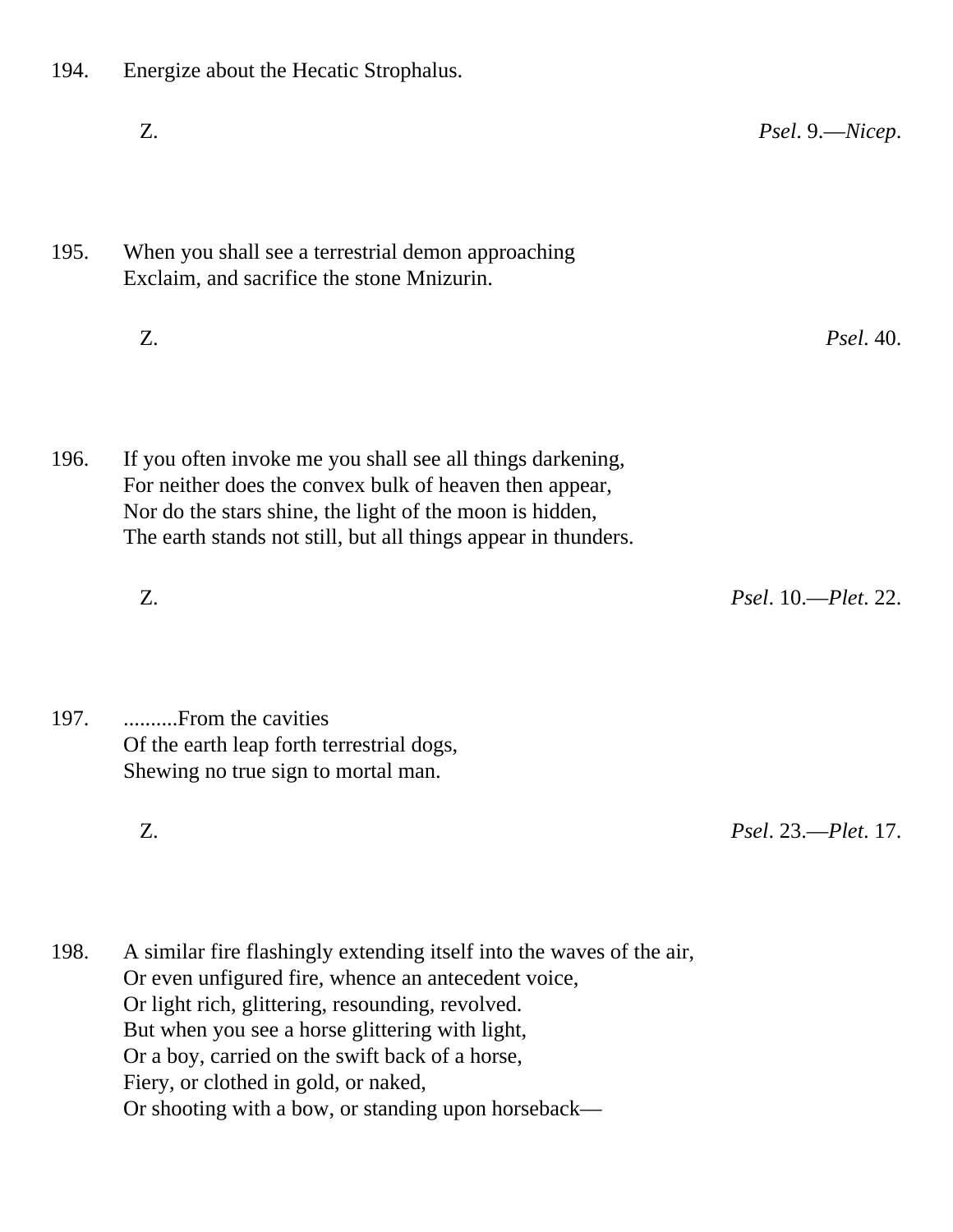194. Energize about the Hecatic Strophalus.

Z. *Psel*. 9.—*Nicep*.

195. When you shall see a terrestrial demon approaching
Exclaim, and sacrifice the stone Mnizurin.

Z. *Psel*. 40.

196. If you often invoke me you shall see all things darkening,
For neither does the convex bulk of heaven then appear,
Nor do the stars shine, the light of the moon is hidden,
The earth stands not still, but all things appear in thunders.

Z. *Psel*. 10.—*Plet*. 22.

197. ..........From the cavities
Of the earth leap forth terrestrial dogs,
Shewing no true sign to mortal man.

Z. *Psel*. 23.—*Plet*. 17.

198. A similar fire flashingly extending itself into the waves of the air,
Or even unfigured fire, whence an antecedent voice,
Or light rich, glittering, resounding, revolved.
But when you see a horse glittering with light,
Or a boy, carried on the swift back of a horse,
Fiery, or clothed in gold, or naked,
Or shooting with a bow, or standing upon horseback—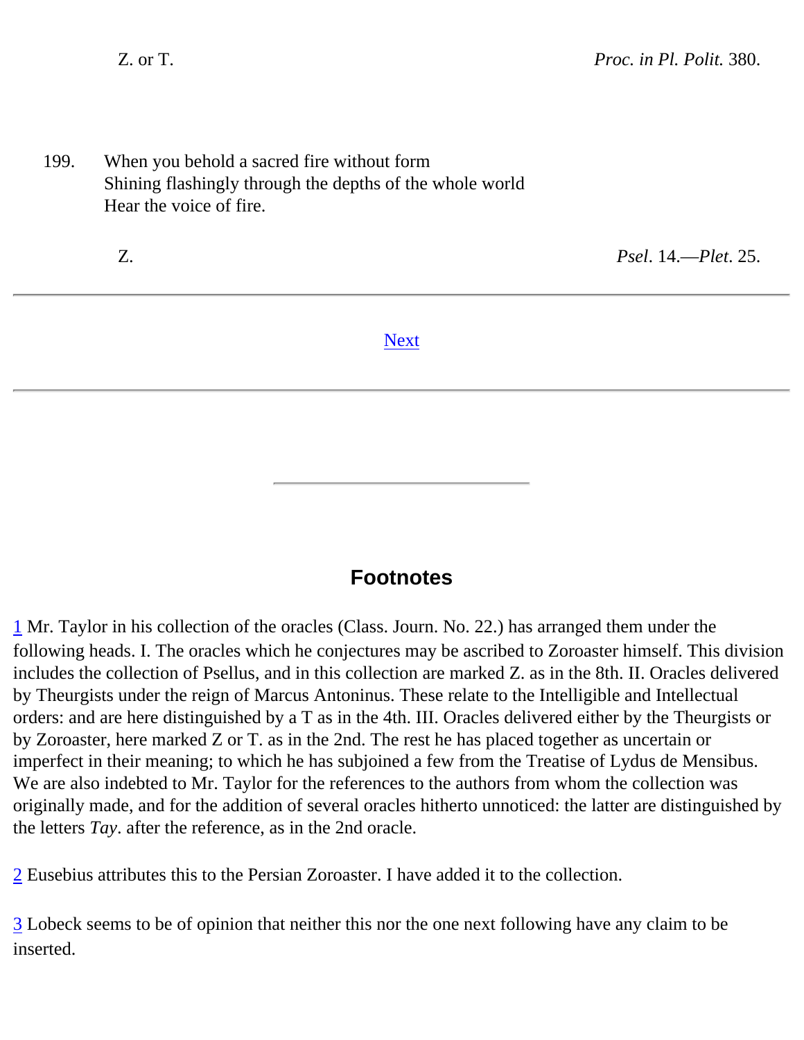Z. or T. *Proc. in Pl. Polit.* 380.

199. When you behold a sacred fire without form
Shining flashingly through the depths of the whole world
Hear the voice of fire.

Z. *Psel*. 14.—*Plet*. 25.

---

Next

---

## Footnotes

1 Mr. Taylor in his collection of the oracles (Class. Journ. No. 22.) has arranged them under the following heads. I. The oracles which he conjectures may be ascribed to Zoroaster himself. This division includes the collection of Psellus, and in this collection are marked Z. as in the 8th. II. Oracles delivered by Theurgists under the reign of Marcus Antoninus. These relate to the Intelligible and Intellectual orders: and are here distinguished by a T as in the 4th. III. Oracles delivered either by the Theurgists or by Zoroaster, here marked Z or T. as in the 2nd. The rest he has placed together as uncertain or imperfect in their meaning; to which he has subjoined a few from the Treatise of Lydus de Mensibus. We are also indebted to Mr. Taylor for the references to the authors from whom the collection was originally made, and for the addition of several oracles hitherto unnoticed: the latter are distinguished by the letters *Tay*. after the reference, as in the 2nd oracle.

2 Eusebius attributes this to the Persian Zoroaster. I have added it to the collection.

3 Lobeck seems to be of opinion that neither this nor the one next following have any claim to be inserted.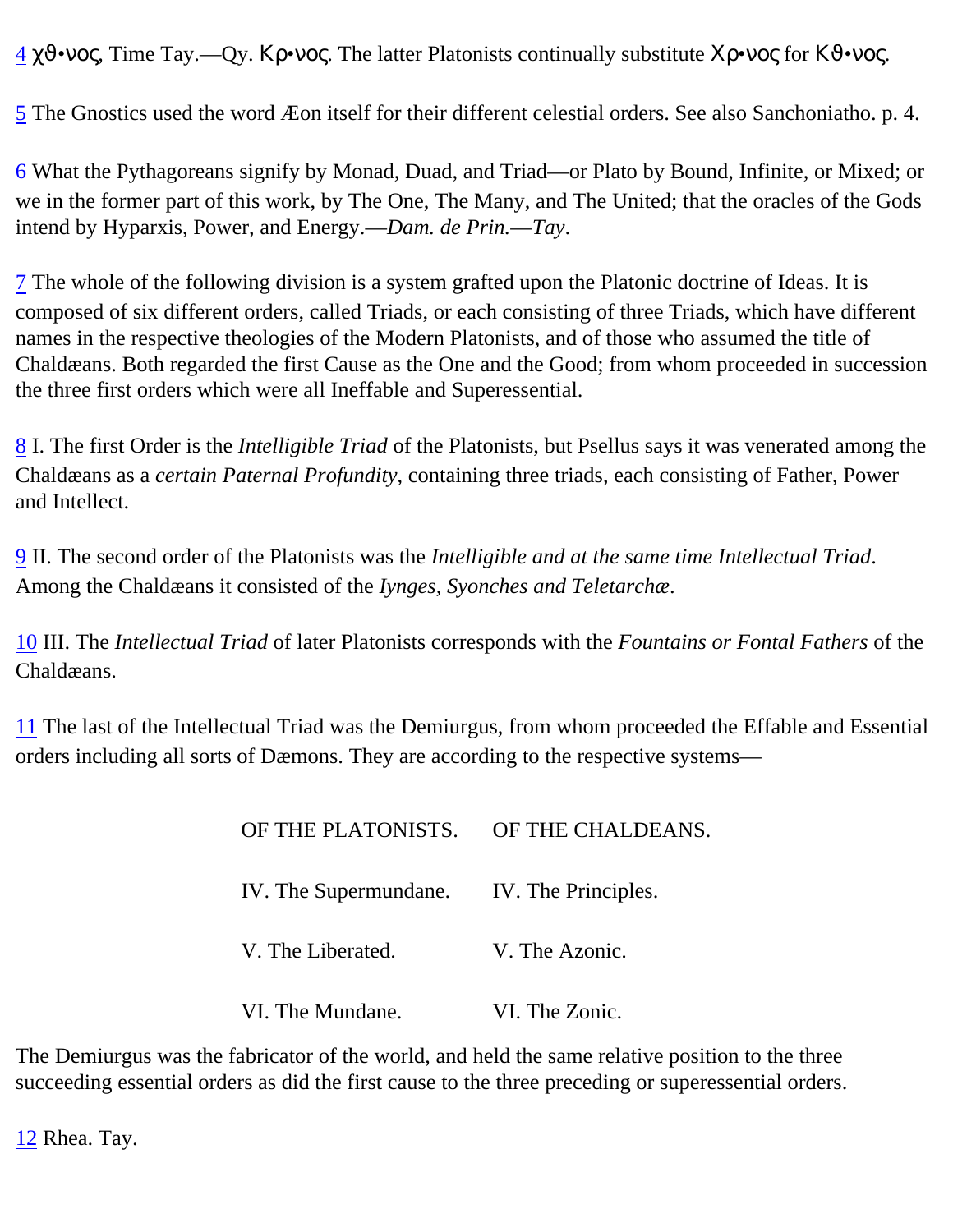4 χϑ•νος, Time Tay.—Qy. Κρ•νος. The latter Platonists continually substitute Χρ•νος for Κϑ•νος.

5 The Gnostics used the word Æon itself for their different celestial orders. See also Sanchoniatho. p. 4.

6 What the Pythagoreans signify by Monad, Duad, and Triad—or Plato by Bound, Infinite, or Mixed; or we in the former part of this work, by The One, The Many, and The United; that the oracles of the Gods intend by Hyparxis, Power, and Energy.—*Dam. de Prin.*—*Tay*.

7 The whole of the following division is a system grafted upon the Platonic doctrine of Ideas. It is composed of six different orders, called Triads, or each consisting of three Triads, which have different names in the respective theologies of the Modern Platonists, and of those who assumed the title of Chaldæans. Both regarded the first Cause as the One and the Good; from whom proceeded in succession the three first orders which were all Ineffable and Superessential.

8 I. The first Order is the *Intelligible Triad* of the Platonists, but Psellus says it was venerated among the Chaldæans as a *certain Paternal Profundity*, containing three triads, each consisting of Father, Power and Intellect.

9 II. The second order of the Platonists was the *Intelligible and at the same time Intellectual Triad*. Among the Chaldæans it consisted of the *Iynges, Syonches and Teletarchæ*.

10 III. The *Intellectual Triad* of later Platonists corresponds with the *Fountains or Fontal Fathers* of the Chaldæans.

11 The last of the Intellectual Triad was the Demiurgus, from whom proceeded the Effable and Essential orders including all sorts of Dæmons. They are according to the respective systems—

| OF THE PLATONISTS. | OF THE CHALDEANS. |
| --- | --- |
| IV. The Supermundane. | IV. The Principles. |
| V. The Liberated. | V. The Azonic. |
| VI. The Mundane. | VI. The Zonic. |

The Demiurgus was the fabricator of the world, and held the same relative position to the three succeeding essential orders as did the first cause to the three preceding or superessential orders.

12 Rhea. Tay.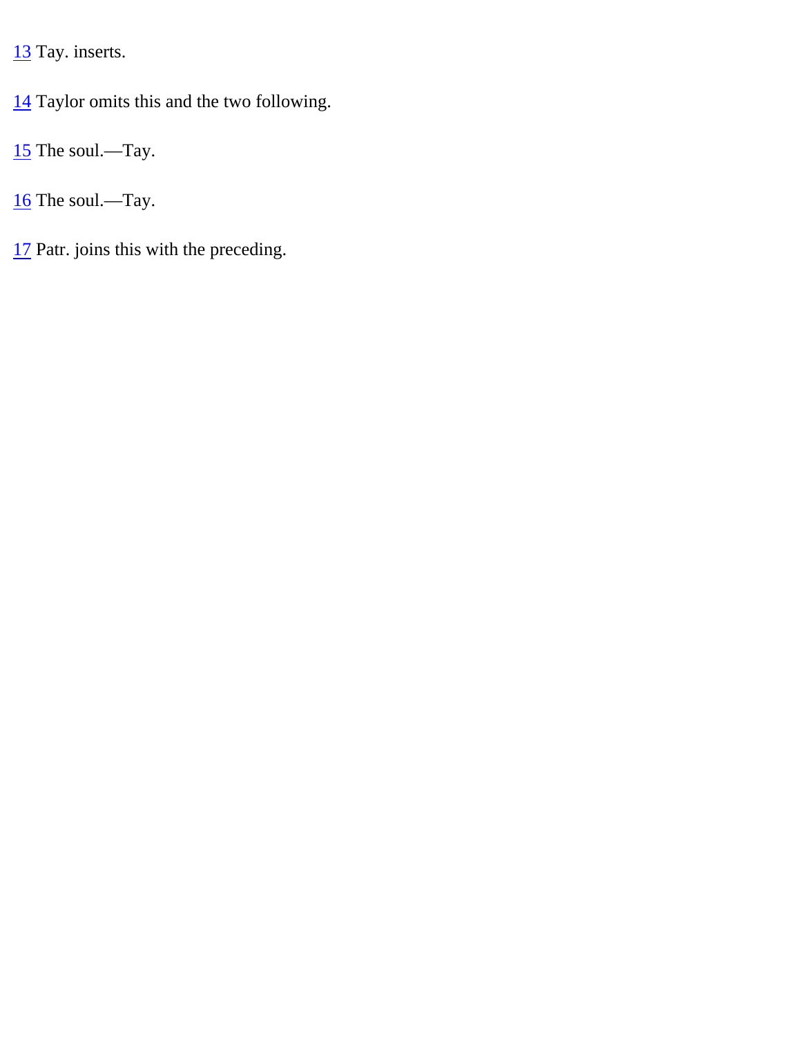13 Tay. inserts.

14 Taylor omits this and the two following.

15 The soul.—Tay.

16 The soul.—Tay.

17 Patr. joins this with the preceding.